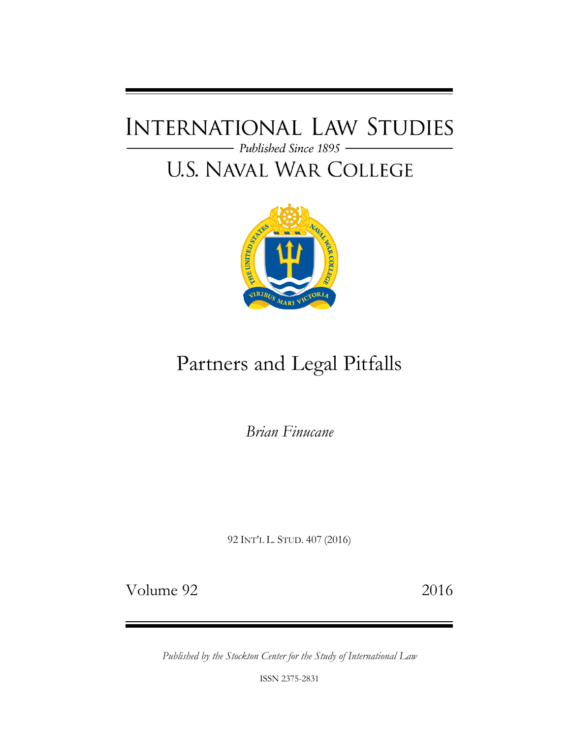# INTERNATIONAL LAW STUDIES

*Published Since 1895*

# U.S. NAVAL WAR COLLEGE

# Partners and Legal Pitfalls

*Brian Finucane*

92 INT'L L. STUD. 407 (2016)

Volume 92 2016

*Published by the Stockton Center for the Study of International Law*

ISSN 2375-2831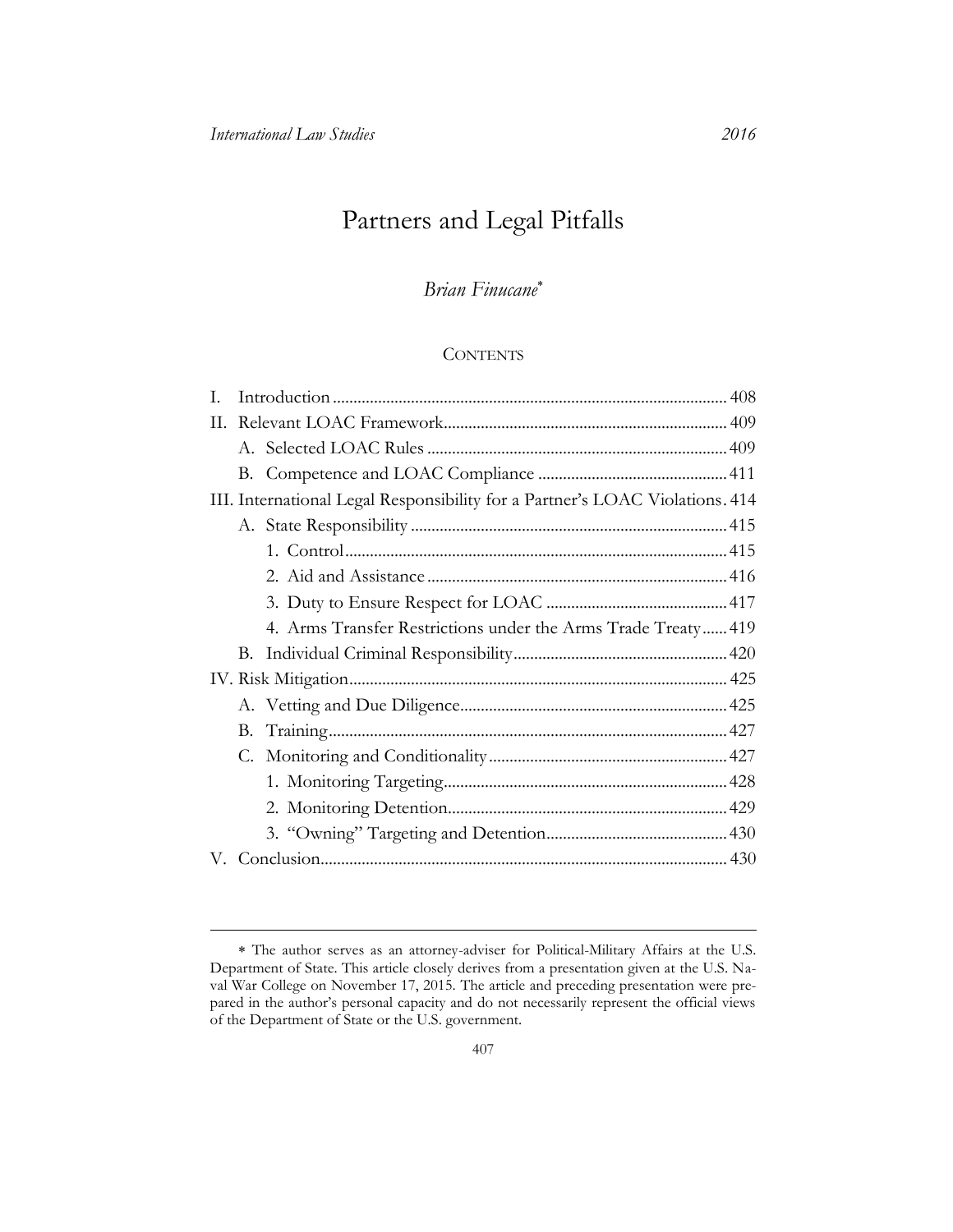# Partners and Legal Pitfalls

*Brian Finucane*[*]

CONTENTS

| | |
|---|---|
| I. Introduction | 408 |
| II. Relevant LOAC Framework | 409 |
| A. Selected LOAC Rules | 409 |
| B. Competence and LOAC Compliance | 411 |
| III. International Legal Responsibility for a Partner's LOAC Violations | 414 |
| A. State Responsibility | 415 |
| 1. Control | 415 |
| 2. Aid and Assistance | 416 |
| 3. Duty to Ensure Respect for LOAC | 417 |
| 4. Arms Transfer Restrictions under the Arms Trade Treaty | 419 |
| B. Individual Criminal Responsibility | 420 |
| IV. Risk Mitigation | 425 |
| A. Vetting and Due Diligence | 425 |
| B. Training | 427 |
| C. Monitoring and Conditionality | 427 |
| 1. Monitoring Targeting | 428 |
| 2. Monitoring Detention | 429 |
| 3. "Owning" Targeting and Detention | 430 |
| V. Conclusion | 430 |

[*] The author serves as an attorney-adviser for Political-Military Affairs at the U.S. Department of State. This article closely derives from a presentation given at the U.S. Naval War College on November 17, 2015. The article and preceding presentation were prepared in the author's personal capacity and do not necessarily represent the official views of the Department of State or the U.S. government.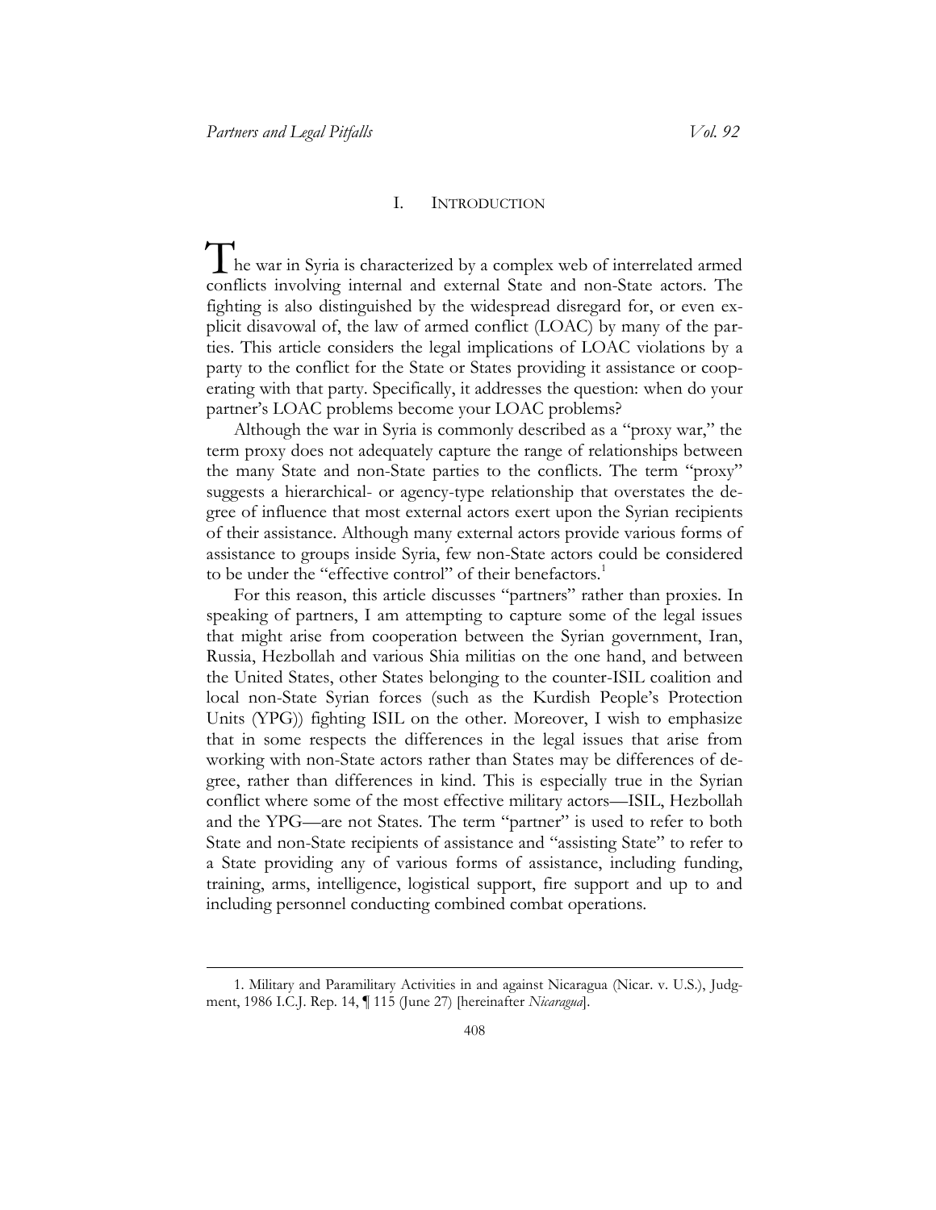## I. INTRODUCTION

The war in Syria is characterized by a complex web of interrelated armed conflicts involving internal and external State and non-State actors. The fighting is also distinguished by the widespread disregard for, or even explicit disavowal of, the law of armed conflict (LOAC) by many of the parties. This article considers the legal implications of LOAC violations by a party to the conflict for the State or States providing it assistance or cooperating with that party. Specifically, it addresses the question: when do your partner's LOAC problems become your LOAC problems?

Although the war in Syria is commonly described as a "proxy war," the term proxy does not adequately capture the range of relationships between the many State and non-State parties to the conflicts. The term "proxy" suggests a hierarchical- or agency-type relationship that overstates the degree of influence that most external actors exert upon the Syrian recipients of their assistance. Although many external actors provide various forms of assistance to groups inside Syria, few non-State actors could be considered to be under the "effective control" of their benefactors.[1]

For this reason, this article discusses "partners" rather than proxies. In speaking of partners, I am attempting to capture some of the legal issues that might arise from cooperation between the Syrian government, Iran, Russia, Hezbollah and various Shia militias on the one hand, and between the United States, other States belonging to the counter-ISIL coalition and local non-State Syrian forces (such as the Kurdish People's Protection Units (YPG)) fighting ISIL on the other. Moreover, I wish to emphasize that in some respects the differences in the legal issues that arise from working with non-State actors rather than States may be differences of degree, rather than differences in kind. This is especially true in the Syrian conflict where some of the most effective military actors—ISIL, Hezbollah and the YPG—are not States. The term "partner" is used to refer to both State and non-State recipients of assistance and "assisting State" to refer to a State providing any of various forms of assistance, including funding, training, arms, intelligence, logistical support, fire support and up to and including personnel conducting combined combat operations.

---

1. Military and Paramilitary Activities in and against Nicaragua (Nicar. v. U.S.), Judgment, 1986 I.C.J. Rep. 14, ¶ 115 (June 27) [hereinafter *Nicaragua*].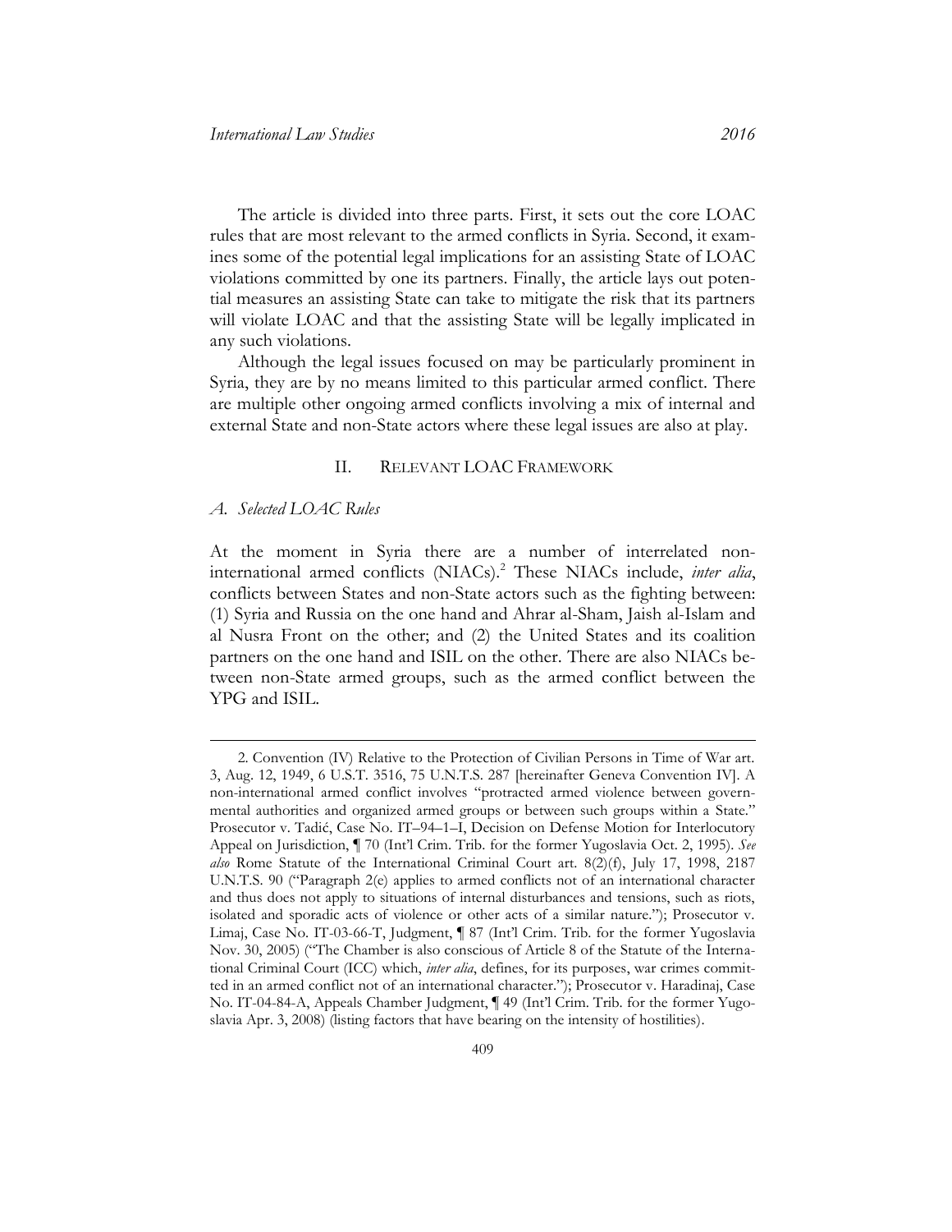The article is divided into three parts. First, it sets out the core LOAC rules that are most relevant to the armed conflicts in Syria. Second, it examines some of the potential legal implications for an assisting State of LOAC violations committed by one its partners. Finally, the article lays out potential measures an assisting State can take to mitigate the risk that its partners will violate LOAC and that the assisting State will be legally implicated in any such violations.

Although the legal issues focused on may be particularly prominent in Syria, they are by no means limited to this particular armed conflict. There are multiple other ongoing armed conflicts involving a mix of internal and external State and non-State actors where these legal issues are also at play.

## II. RELEVANT LOAC FRAMEWORK

### *A. Selected LOAC Rules*

At the moment in Syria there are a number of interrelated non-international armed conflicts (NIACs).[2] These NIACs include, *inter alia*, conflicts between States and non-State actors such as the fighting between: (1) Syria and Russia on the one hand and Ahrar al-Sham, Jaish al-Islam and al Nusra Front on the other; and (2) the United States and its coalition partners on the one hand and ISIL on the other. There are also NIACs between non-State armed groups, such as the armed conflict between the YPG and ISIL.

---

2. Convention (IV) Relative to the Protection of Civilian Persons in Time of War art. 3, Aug. 12, 1949, 6 U.S.T. 3516, 75 U.N.T.S. 287 [hereinafter Geneva Convention IV]. A non-international armed conflict involves "protracted armed violence between governmental authorities and organized armed groups or between such groups within a State." Prosecutor v. Tadić, Case No. IT–94–1–I, Decision on Defense Motion for Interlocutory Appeal on Jurisdiction, ¶ 70 (Int'l Crim. Trib. for the former Yugoslavia Oct. 2, 1995). *See also* Rome Statute of the International Criminal Court art. 8(2)(f), July 17, 1998, 2187 U.N.T.S. 90 ("Paragraph 2(e) applies to armed conflicts not of an international character and thus does not apply to situations of internal disturbances and tensions, such as riots, isolated and sporadic acts of violence or other acts of a similar nature."); Prosecutor v. Limaj, Case No. IT-03-66-T, Judgment, ¶ 87 (Int'l Crim. Trib. for the former Yugoslavia Nov. 30, 2005) ("The Chamber is also conscious of Article 8 of the Statute of the International Criminal Court (ICC) which, *inter alia*, defines, for its purposes, war crimes committed in an armed conflict not of an international character."); Prosecutor v. Haradinaj, Case No. IT-04-84-A, Appeals Chamber Judgment, ¶ 49 (Int'l Crim. Trib. for the former Yugoslavia Apr. 3, 2008) (listing factors that have bearing on the intensity of hostilities).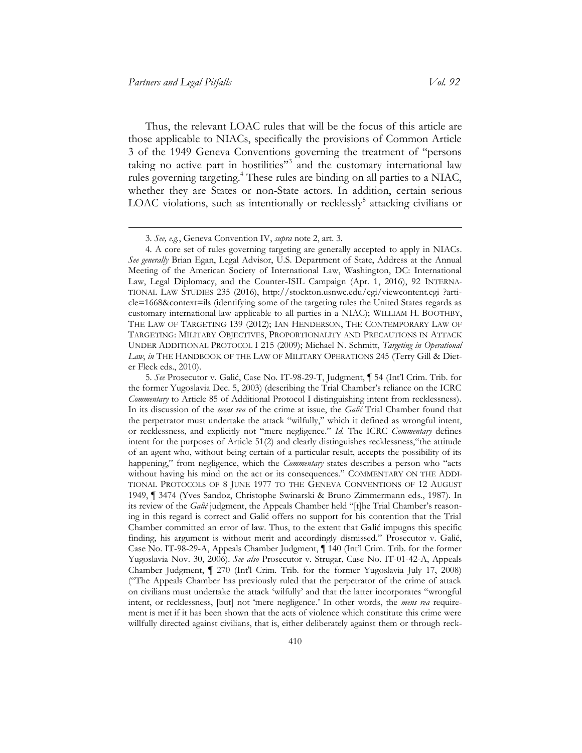Thus, the relevant LOAC rules that will be the focus of this article are those applicable to NIACs, specifically the provisions of Common Article 3 of the 1949 Geneva Conventions governing the treatment of "persons taking no active part in hostilities"[3] and the customary international law rules governing targeting.[4] These rules are binding on all parties to a NIAC, whether they are States or non-State actors. In addition, certain serious LOAC violations, such as intentionally or recklessly[5] attacking civilians or

---

3. *See, e.g.*, Geneva Convention IV, *supra* note 2, art. 3.

4. A core set of rules governing targeting are generally accepted to apply in NIACs. *See generally* Brian Egan, Legal Advisor, U.S. Department of State, Address at the Annual Meeting of the American Society of International Law, Washington, DC: International Law, Legal Diplomacy, and the Counter-ISIL Campaign (Apr. 1, 2016), 92 INTERNATIONAL LAW STUDIES 235 (2016), http://stockton.usnwc.edu/cgi/viewcontent.cgi ?article=1668&context=ils (identifying some of the targeting rules the United States regards as customary international law applicable to all parties in a NIAC); WILLIAM H. BOOTHBY, THE LAW OF TARGETING 139 (2012); IAN HENDERSON, THE CONTEMPORARY LAW OF TARGETING: MILITARY OBJECTIVES, PROPORTIONALITY AND PRECAUTIONS IN ATTACK UNDER ADDITIONAL PROTOCOL I 215 (2009); Michael N. Schmitt, *Targeting in Operational Law*, *in* THE HANDBOOK OF THE LAW OF MILITARY OPERATIONS 245 (Terry Gill & Dieter Fleck eds., 2010).

5. *See* Prosecutor v. Galić, Case No. IT-98-29-T, Judgment, ¶ 54 (Int'l Crim. Trib. for the former Yugoslavia Dec. 5, 2003) (describing the Trial Chamber's reliance on the ICRC *Commentary* to Article 85 of Additional Protocol I distinguishing intent from recklessness). In its discussion of the *mens rea* of the crime at issue, the *Galić* Trial Chamber found that the perpetrator must undertake the attack "wilfully," which it defined as wrongful intent, or recklessness, and explicitly not "mere negligence." *Id.* The ICRC *Commentary* defines intent for the purposes of Article 51(2) and clearly distinguishes recklessness,"the attitude of an agent who, without being certain of a particular result, accepts the possibility of its happening," from negligence, which the *Commentary* states describes a person who "acts without having his mind on the act or its consequences." COMMENTARY ON THE ADDITIONAL PROTOCOLS OF 8 JUNE 1977 TO THE GENEVA CONVENTIONS OF 12 AUGUST 1949, ¶ 3474 (Yves Sandoz, Christophe Swinarski & Bruno Zimmermann eds., 1987). In its review of the *Galić* judgment, the Appeals Chamber held "[t]he Trial Chamber's reasoning in this regard is correct and Galić offers no support for his contention that the Trial Chamber committed an error of law. Thus, to the extent that Galić impugns this specific finding, his argument is without merit and accordingly dismissed." Prosecutor v. Galić, Case No. IT-98-29-A, Appeals Chamber Judgment, ¶ 140 (Int'l Crim. Trib. for the former Yugoslavia Nov. 30, 2006). *See also* Prosecutor v. Strugar, Case No. IT-01-42-A, Appeals Chamber Judgment, ¶ 270 (Int'l Crim. Trib. for the former Yugoslavia July 17, 2008) ("The Appeals Chamber has previously ruled that the perpetrator of the crime of attack on civilians must undertake the attack 'wilfully' and that the latter incorporates "wrongful intent, or recklessness, [but] not 'mere negligence.' In other words, the *mens rea* requirement is met if it has been shown that the acts of violence which constitute this crime were willfully directed against civilians, that is, either deliberately against them or through reck-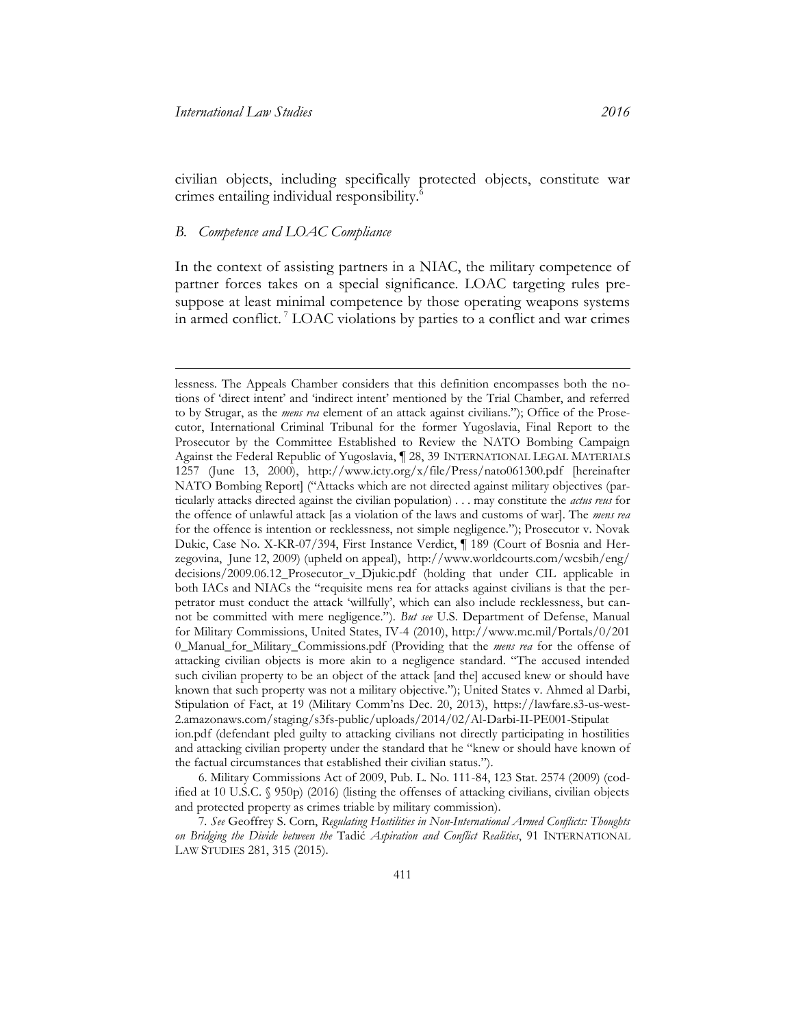civilian objects, including specifically protected objects, constitute war crimes entailing individual responsibility.[6]

### *B. Competence and LOAC Compliance*

In the context of assisting partners in a NIAC, the military competence of partner forces takes on a special significance. LOAC targeting rules presuppose at least minimal competence by those operating weapons systems in armed conflict.[7] LOAC violations by parties to a conflict and war crimes

---

lessness. The Appeals Chamber considers that this definition encompasses both the notions of 'direct intent' and 'indirect intent' mentioned by the Trial Chamber, and referred to by Strugar, as the *mens rea* element of an attack against civilians."); Office of the Prosecutor, International Criminal Tribunal for the former Yugoslavia, Final Report to the Prosecutor by the Committee Established to Review the NATO Bombing Campaign Against the Federal Republic of Yugoslavia, ¶ 28, 39 INTERNATIONAL LEGAL MATERIALS 1257 (June 13, 2000), http://www.icty.org/x/file/Press/nato061300.pdf [hereinafter NATO Bombing Report] ("Attacks which are not directed against military objectives (particularly attacks directed against the civilian population) . . . may constitute the *actus reus* for the offence of unlawful attack [as a violation of the laws and customs of war]. The *mens rea* for the offence is intention or recklessness, not simple negligence."); Prosecutor v. Novak Dukic, Case No. X-KR-07/394, First Instance Verdict, ¶ 189 (Court of Bosnia and Herzegovina, June 12, 2009) (upheld on appeal), http://www.worldcourts.com/wcsbih/eng/decisions/2009.06.12_Prosecutor_v_Djukic.pdf (holding that under CIL applicable in both IACs and NIACs the "requisite mens rea for attacks against civilians is that the perpetrator must conduct the attack 'willfully', which can also include recklessness, but cannot be committed with mere negligence."). *But see* U.S. Department of Defense, Manual for Military Commissions, United States, IV-4 (2010), http://www.mc.mil/Portals/0/2010_Manual_for_Military_Commissions.pdf (Providing that the *mens rea* for the offense of attacking civilian objects is more akin to a negligence standard. "The accused intended such civilian property to be an object of the attack [and the] accused knew or should have known that such property was not a military objective."); United States v. Ahmed al Darbi, Stipulation of Fact, at 19 (Military Comm'ns Dec. 20, 2013), https://lawfare.s3-us-west-2.amazonaws.com/staging/s3fs-public/uploads/2014/02/Al-Darbi-II-PE001-Stipulation.pdf (defendant pled guilty to attacking civilians not directly participating in hostilities and attacking civilian property under the standard that he "knew or should have known of the factual circumstances that established their civilian status.").

6. Military Commissions Act of 2009, Pub. L. No. 111-84, 123 Stat. 2574 (2009) (codified at 10 U.S.C. § 950p) (2016) (listing the offenses of attacking civilians, civilian objects and protected property as crimes triable by military commission).

7. *See* Geoffrey S. Corn, *Regulating Hostilities in Non-International Armed Conflicts: Thoughts on Bridging the Divide between the* Tadić *Aspiration and Conflict Realities*, 91 INTERNATIONAL LAW STUDIES 281, 315 (2015).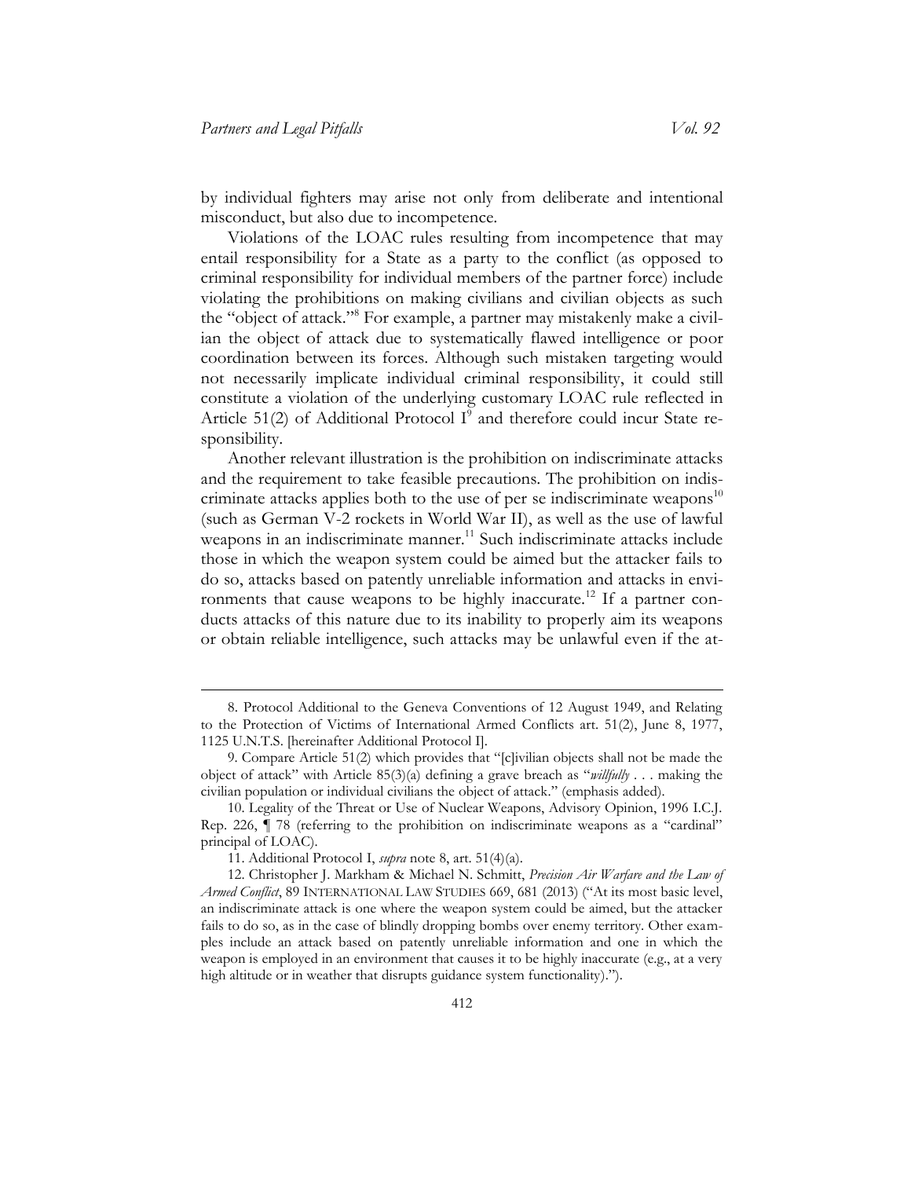by individual fighters may arise not only from deliberate and intentional misconduct, but also due to incompetence.

Violations of the LOAC rules resulting from incompetence that may entail responsibility for a State as a party to the conflict (as opposed to criminal responsibility for individual members of the partner force) include violating the prohibitions on making civilians and civilian objects as such the "object of attack."[8] For example, a partner may mistakenly make a civilian the object of attack due to systematically flawed intelligence or poor coordination between its forces. Although such mistaken targeting would not necessarily implicate individual criminal responsibility, it could still constitute a violation of the underlying customary LOAC rule reflected in Article 51(2) of Additional Protocol I[9] and therefore could incur State responsibility.

Another relevant illustration is the prohibition on indiscriminate attacks and the requirement to take feasible precautions. The prohibition on indiscriminate attacks applies both to the use of per se indiscriminate weapons[10] (such as German V-2 rockets in World War II), as well as the use of lawful weapons in an indiscriminate manner.[11] Such indiscriminate attacks include those in which the weapon system could be aimed but the attacker fails to do so, attacks based on patently unreliable information and attacks in environments that cause weapons to be highly inaccurate.[12] If a partner conducts attacks of this nature due to its inability to properly aim its weapons or obtain reliable intelligence, such attacks may be unlawful even if the at-

---

8. Protocol Additional to the Geneva Conventions of 12 August 1949, and Relating to the Protection of Victims of International Armed Conflicts art. 51(2), June 8, 1977, 1125 U.N.T.S. [hereinafter Additional Protocol I].

9. Compare Article 51(2) which provides that "[c]ivilian objects shall not be made the object of attack" with Article 85(3)(a) defining a grave breach as "*willfully* . . . making the civilian population or individual civilians the object of attack." (emphasis added).

10. Legality of the Threat or Use of Nuclear Weapons, Advisory Opinion, 1996 I.C.J. Rep. 226, ¶ 78 (referring to the prohibition on indiscriminate weapons as a "cardinal" principal of LOAC).

11. Additional Protocol I, *supra* note 8, art. 51(4)(a).

12. Christopher J. Markham & Michael N. Schmitt, *Precision Air Warfare and the Law of Armed Conflict*, 89 INTERNATIONAL LAW STUDIES 669, 681 (2013) ("At its most basic level, an indiscriminate attack is one where the weapon system could be aimed, but the attacker fails to do so, as in the case of blindly dropping bombs over enemy territory. Other examples include an attack based on patently unreliable information and one in which the weapon is employed in an environment that causes it to be highly inaccurate (e.g., at a very high altitude or in weather that disrupts guidance system functionality).").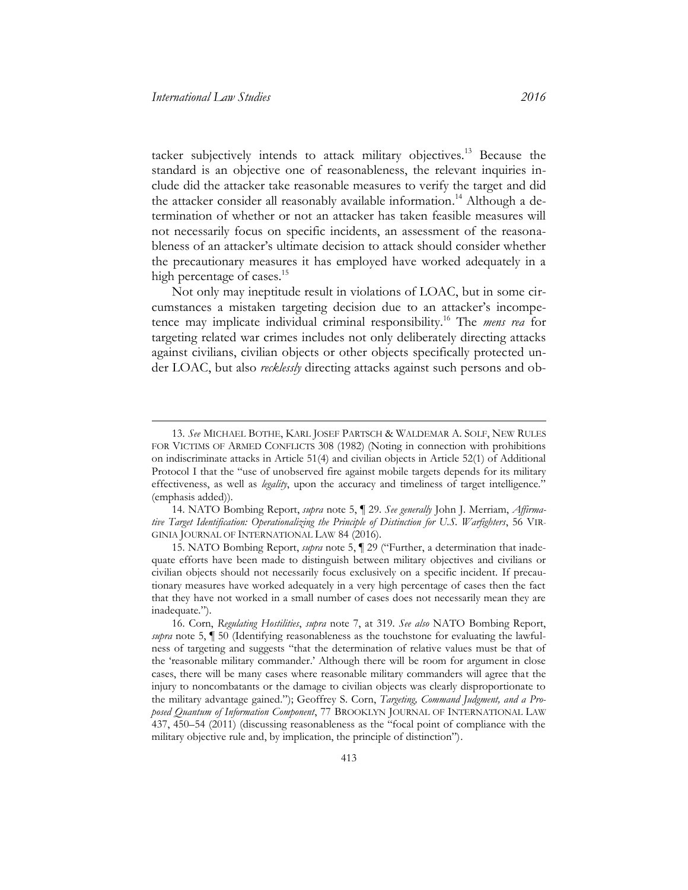tacker subjectively intends to attack military objectives.[13] Because the standard is an objective one of reasonableness, the relevant inquiries include did the attacker take reasonable measures to verify the target and did the attacker consider all reasonably available information.[14] Although a determination of whether or not an attacker has taken feasible measures will not necessarily focus on specific incidents, an assessment of the reasonableness of an attacker's ultimate decision to attack should consider whether the precautionary measures it has employed have worked adequately in a high percentage of cases.[15]

Not only may ineptitude result in violations of LOAC, but in some circumstances a mistaken targeting decision due to an attacker's incompetence may implicate individual criminal responsibility.[16] The *mens rea* for targeting related war crimes includes not only deliberately directing attacks against civilians, civilian objects or other objects specifically protected under LOAC, but also *recklessly* directing attacks against such persons and ob-

---

13. *See* MICHAEL BOTHE, KARL JOSEF PARTSCH & WALDEMAR A. SOLF, NEW RULES FOR VICTIMS OF ARMED CONFLICTS 308 (1982) (Noting in connection with prohibitions on indiscriminate attacks in Article 51(4) and civilian objects in Article 52(1) of Additional Protocol I that the "use of unobserved fire against mobile targets depends for its military effectiveness, as well as *legality*, upon the accuracy and timeliness of target intelligence." (emphasis added)).

14. NATO Bombing Report, *supra* note 5, ¶ 29. *See generally* John J. Merriam, *Affirmative Target Identification: Operationalizing the Principle of Distinction for U.S. Warfighters*, 56 VIRGINIA JOURNAL OF INTERNATIONAL LAW 84 (2016).

15. NATO Bombing Report, *supra* note 5, ¶ 29 ("Further, a determination that inadequate efforts have been made to distinguish between military objectives and civilians or civilian objects should not necessarily focus exclusively on a specific incident. If precautionary measures have worked adequately in a very high percentage of cases then the fact that they have not worked in a small number of cases does not necessarily mean they are inadequate.").

16. Corn, *Regulating Hostilities*, *supra* note 7, at 319. *See also* NATO Bombing Report, *supra* note 5, ¶ 50 (Identifying reasonableness as the touchstone for evaluating the lawfulness of targeting and suggests "that the determination of relative values must be that of the 'reasonable military commander.' Although there will be room for argument in close cases, there will be many cases where reasonable military commanders will agree that the injury to noncombatants or the damage to civilian objects was clearly disproportionate to the military advantage gained."); Geoffrey S. Corn, *Targeting, Command Judgment, and a Proposed Quantum of Information Component*, 77 BROOKLYN JOURNAL OF INTERNATIONAL LAW 437, 450–54 (2011) (discussing reasonableness as the "focal point of compliance with the military objective rule and, by implication, the principle of distinction").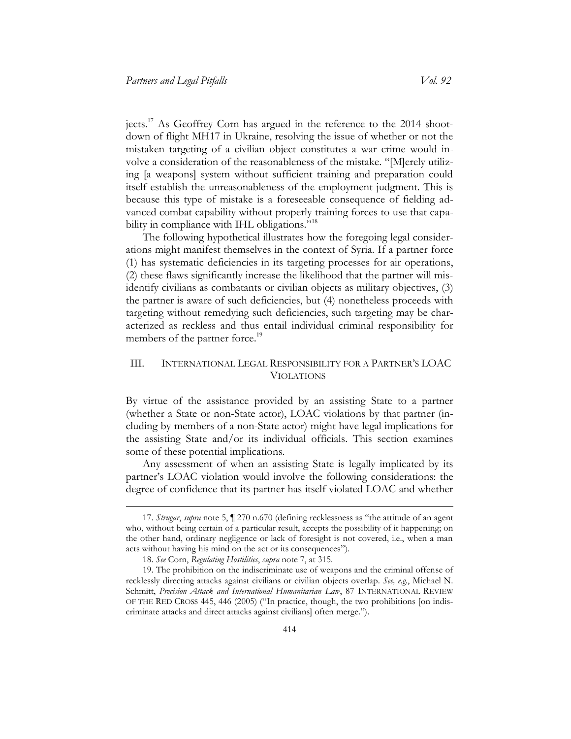jects.[17] As Geoffrey Corn has argued in the reference to the 2014 shoot-down of flight MH17 in Ukraine, resolving the issue of whether or not the mistaken targeting of a civilian object constitutes a war crime would involve a consideration of the reasonableness of the mistake. "[M]erely utilizing [a weapons] system without sufficient training and preparation could itself establish the unreasonableness of the employment judgment. This is because this type of mistake is a foreseeable consequence of fielding advanced combat capability without properly training forces to use that capability in compliance with IHL obligations."[18]

The following hypothetical illustrates how the foregoing legal considerations might manifest themselves in the context of Syria. If a partner force (1) has systematic deficiencies in its targeting processes for air operations, (2) these flaws significantly increase the likelihood that the partner will misidentify civilians as combatants or civilian objects as military objectives, (3) the partner is aware of such deficiencies, but (4) nonetheless proceeds with targeting without remedying such deficiencies, such targeting may be characterized as reckless and thus entail individual criminal responsibility for members of the partner force.[19]

## III. International Legal Responsibility for a Partner's LOAC Violations

By virtue of the assistance provided by an assisting State to a partner (whether a State or non-State actor), LOAC violations by that partner (including by members of a non-State actor) might have legal implications for the assisting State and/or its individual officials. This section examines some of these potential implications.

Any assessment of when an assisting State is legally implicated by its partner's LOAC violation would involve the following considerations: the degree of confidence that its partner has itself violated LOAC and whether

---

17. *Strugar*, *supra* note 5, ¶ 270 n.670 (defining recklessness as "the attitude of an agent who, without being certain of a particular result, accepts the possibility of it happening; on the other hand, ordinary negligence or lack of foresight is not covered, i.e., when a man acts without having his mind on the act or its consequences").

18. *See* Corn, *Regulating Hostilities*, *supra* note 7, at 315.

19. The prohibition on the indiscriminate use of weapons and the criminal offense of recklessly directing attacks against civilians or civilian objects overlap. *See, e.g.*, Michael N. Schmitt, *Precision Attack and International Humanitarian Law*, 87 International Review of the Red Cross 445, 446 (2005) ("In practice, though, the two prohibitions [on indiscriminate attacks and direct attacks against civilians] often merge.").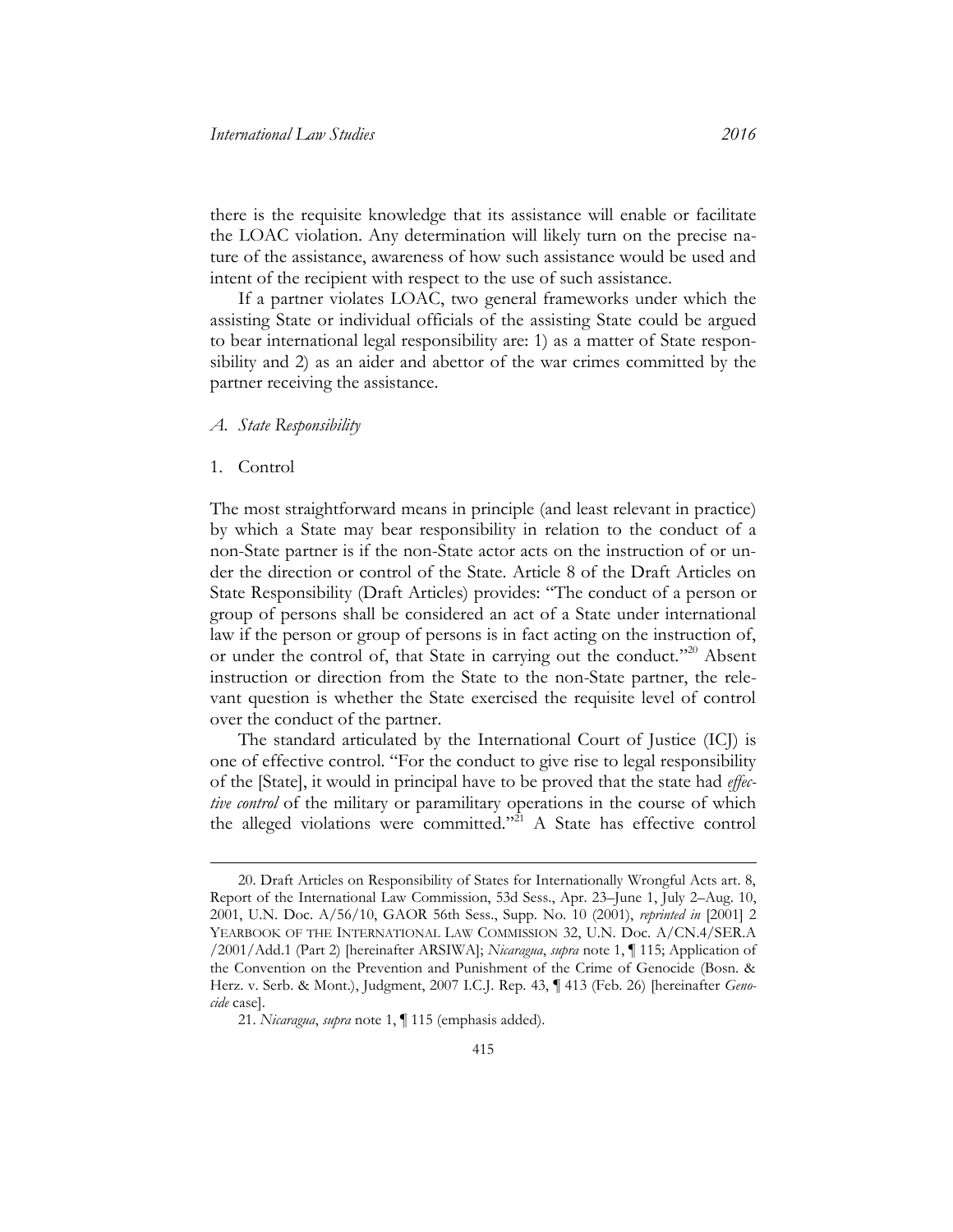there is the requisite knowledge that its assistance will enable or facilitate the LOAC violation. Any determination will likely turn on the precise nature of the assistance, awareness of how such assistance would be used and intent of the recipient with respect to the use of such assistance.

If a partner violates LOAC, two general frameworks under which the assisting State or individual officials of the assisting State could be argued to bear international legal responsibility are: 1) as a matter of State responsibility and 2) as an aider and abettor of the war crimes committed by the partner receiving the assistance.

### *A. State Responsibility*

#### 1. Control

The most straightforward means in principle (and least relevant in practice) by which a State may bear responsibility in relation to the conduct of a non-State partner is if the non-State actor acts on the instruction of or under the direction or control of the State. Article 8 of the Draft Articles on State Responsibility (Draft Articles) provides: "The conduct of a person or group of persons shall be considered an act of a State under international law if the person or group of persons is in fact acting on the instruction of, or under the control of, that State in carrying out the conduct."[20] Absent instruction or direction from the State to the non-State partner, the relevant question is whether the State exercised the requisite level of control over the conduct of the partner.

The standard articulated by the International Court of Justice (ICJ) is one of effective control. "For the conduct to give rise to legal responsibility of the [State], it would in principal have to be proved that the state had *effective control* of the military or paramilitary operations in the course of which the alleged violations were committed."[21] A State has effective control

---

20. Draft Articles on Responsibility of States for Internationally Wrongful Acts art. 8, Report of the International Law Commission, 53d Sess., Apr. 23–June 1, July 2–Aug. 10, 2001, U.N. Doc. A/56/10, GAOR 56th Sess., Supp. No. 10 (2001), *reprinted in* [2001] 2 YEARBOOK OF THE INTERNATIONAL LAW COMMISSION 32, U.N. Doc. A/CN.4/SER.A /2001/Add.1 (Part 2) [hereinafter ARSIWA]; *Nicaragua*, *supra* note 1, ¶ 115; Application of the Convention on the Prevention and Punishment of the Crime of Genocide (Bosn. & Herz. v. Serb. & Mont.), Judgment, 2007 I.C.J. Rep. 43, ¶ 413 (Feb. 26) [hereinafter *Genocide* case].

21. *Nicaragua*, *supra* note 1, ¶ 115 (emphasis added).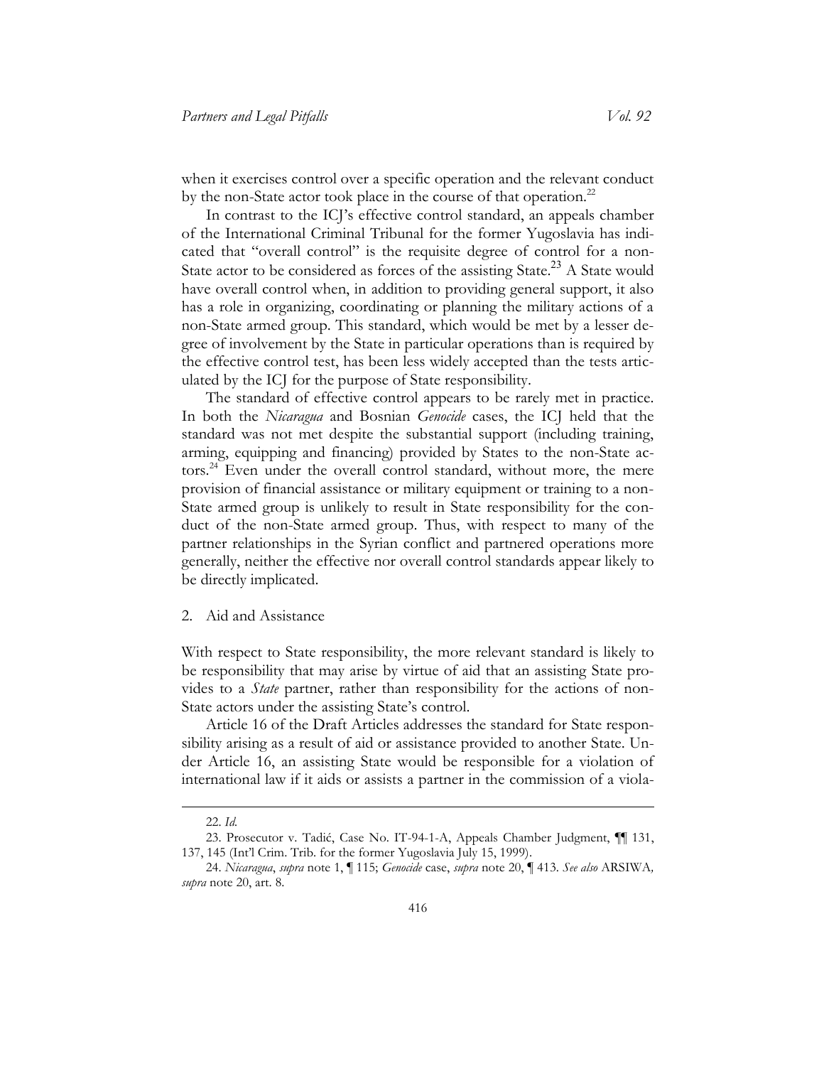when it exercises control over a specific operation and the relevant conduct by the non-State actor took place in the course of that operation.[22]

In contrast to the ICJ's effective control standard, an appeals chamber of the International Criminal Tribunal for the former Yugoslavia has indicated that "overall control" is the requisite degree of control for a non-State actor to be considered as forces of the assisting State.[23] A State would have overall control when, in addition to providing general support, it also has a role in organizing, coordinating or planning the military actions of a non-State armed group. This standard, which would be met by a lesser degree of involvement by the State in particular operations than is required by the effective control test, has been less widely accepted than the tests articulated by the ICJ for the purpose of State responsibility.

The standard of effective control appears to be rarely met in practice. In both the *Nicaragua* and Bosnian *Genocide* cases, the ICJ held that the standard was not met despite the substantial support (including training, arming, equipping and financing) provided by States to the non-State actors.[24] Even under the overall control standard, without more, the mere provision of financial assistance or military equipment or training to a non-State armed group is unlikely to result in State responsibility for the conduct of the non-State armed group. Thus, with respect to many of the partner relationships in the Syrian conflict and partnered operations more generally, neither the effective nor overall control standards appear likely to be directly implicated.

2. Aid and Assistance

With respect to State responsibility, the more relevant standard is likely to be responsibility that may arise by virtue of aid that an assisting State provides to a *State* partner, rather than responsibility for the actions of non-State actors under the assisting State's control.

Article 16 of the Draft Articles addresses the standard for State responsibility arising as a result of aid or assistance provided to another State. Under Article 16, an assisting State would be responsible for a violation of international law if it aids or assists a partner in the commission of a viola-

---

22. *Id.*

23. Prosecutor v. Tadić, Case No. IT-94-1-A, Appeals Chamber Judgment, ¶¶ 131, 137, 145 (Int'l Crim. Trib. for the former Yugoslavia July 15, 1999).

24. *Nicaragua*, *supra* note 1, ¶ 115; *Genocide* case, *supra* note 20, ¶ 413. *See also* ARSIWA, *supra* note 20, art. 8.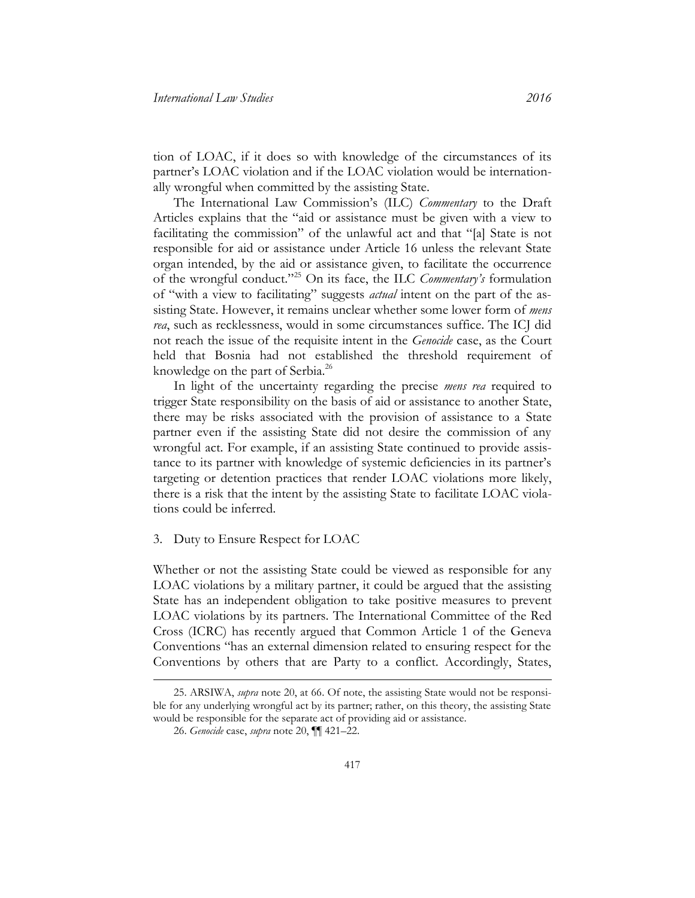tion of LOAC, if it does so with knowledge of the circumstances of its partner's LOAC violation and if the LOAC violation would be internationally wrongful when committed by the assisting State.

The International Law Commission's (ILC) *Commentary* to the Draft Articles explains that the "aid or assistance must be given with a view to facilitating the commission" of the unlawful act and that "[a] State is not responsible for aid or assistance under Article 16 unless the relevant State organ intended, by the aid or assistance given, to facilitate the occurrence of the wrongful conduct."[25] On its face, the ILC *Commentary's* formulation of "with a view to facilitating" suggests *actual* intent on the part of the assisting State. However, it remains unclear whether some lower form of *mens rea*, such as recklessness, would in some circumstances suffice. The ICJ did not reach the issue of the requisite intent in the *Genocide* case, as the Court held that Bosnia had not established the threshold requirement of knowledge on the part of Serbia.[26]

In light of the uncertainty regarding the precise *mens rea* required to trigger State responsibility on the basis of aid or assistance to another State, there may be risks associated with the provision of assistance to a State partner even if the assisting State did not desire the commission of any wrongful act. For example, if an assisting State continued to provide assistance to its partner with knowledge of systemic deficiencies in its partner's targeting or detention practices that render LOAC violations more likely, there is a risk that the intent by the assisting State to facilitate LOAC violations could be inferred.

### 3. Duty to Ensure Respect for LOAC

Whether or not the assisting State could be viewed as responsible for any LOAC violations by a military partner, it could be argued that the assisting State has an independent obligation to take positive measures to prevent LOAC violations by its partners. The International Committee of the Red Cross (ICRC) has recently argued that Common Article 1 of the Geneva Conventions "has an external dimension related to ensuring respect for the Conventions by others that are Party to a conflict. Accordingly, States,

25. ARSIWA, *supra* note 20, at 66. Of note, the assisting State would not be responsible for any underlying wrongful act by its partner; rather, on this theory, the assisting State would be responsible for the separate act of providing aid or assistance.

26. *Genocide* case, *supra* note 20, ¶¶ 421–22.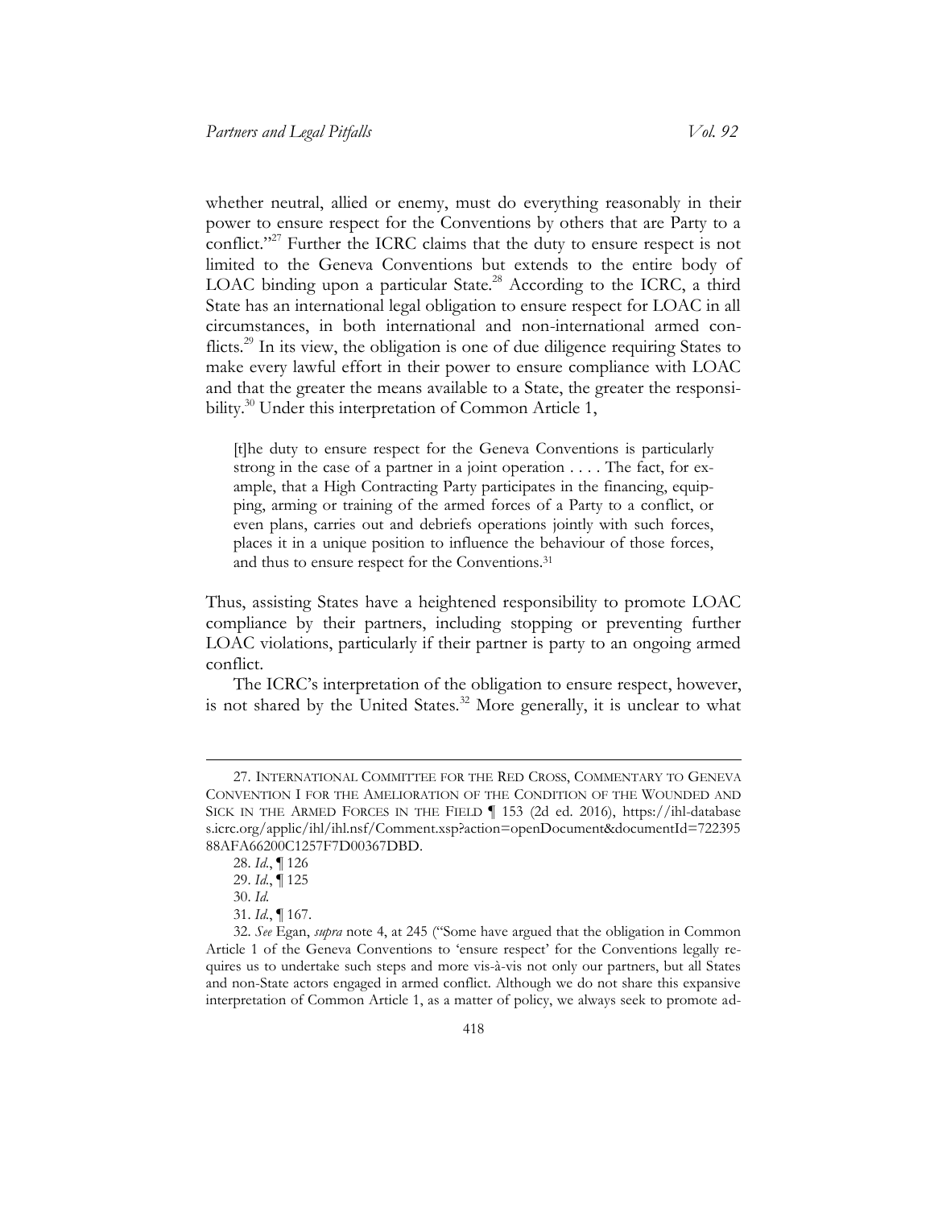whether neutral, allied or enemy, must do everything reasonably in their power to ensure respect for the Conventions by others that are Party to a conflict."[27] Further the ICRC claims that the duty to ensure respect is not limited to the Geneva Conventions but extends to the entire body of LOAC binding upon a particular State.[28] According to the ICRC, a third State has an international legal obligation to ensure respect for LOAC in all circumstances, in both international and non-international armed conflicts.[29] In its view, the obligation is one of due diligence requiring States to make every lawful effort in their power to ensure compliance with LOAC and that the greater the means available to a State, the greater the responsibility.[30] Under this interpretation of Common Article 1,

> [t]he duty to ensure respect for the Geneva Conventions is particularly strong in the case of a partner in a joint operation . . . . The fact, for example, that a High Contracting Party participates in the financing, equipping, arming or training of the armed forces of a Party to a conflict, or even plans, carries out and debriefs operations jointly with such forces, places it in a unique position to influence the behaviour of those forces, and thus to ensure respect for the Conventions.[31]

Thus, assisting States have a heightened responsibility to promote LOAC compliance by their partners, including stopping or preventing further LOAC violations, particularly if their partner is party to an ongoing armed conflict.

The ICRC's interpretation of the obligation to ensure respect, however, is not shared by the United States.[32] More generally, it is unclear to what

---

27. INTERNATIONAL COMMITTEE FOR THE RED CROSS, COMMENTARY TO GENEVA CONVENTION I FOR THE AMELIORATION OF THE CONDITION OF THE WOUNDED AND SICK IN THE ARMED FORCES IN THE FIELD ¶ 153 (2d ed. 2016), https://ihl-databases.icrc.org/applic/ihl/ihl.nsf/Comment.xsp?action=openDocument&documentId=72239588AFA66200C1257F7D00367DBD.

28. *Id.*, ¶ 126

29. *Id.*, ¶ 125

30. *Id.*

31. *Id.*, ¶ 167.

32. *See* Egan, *supra* note 4, at 245 ("Some have argued that the obligation in Common Article 1 of the Geneva Conventions to 'ensure respect' for the Conventions legally requires us to undertake such steps and more vis-à-vis not only our partners, but all States and non-State actors engaged in armed conflict. Although we do not share this expansive interpretation of Common Article 1, as a matter of policy, we always seek to promote ad-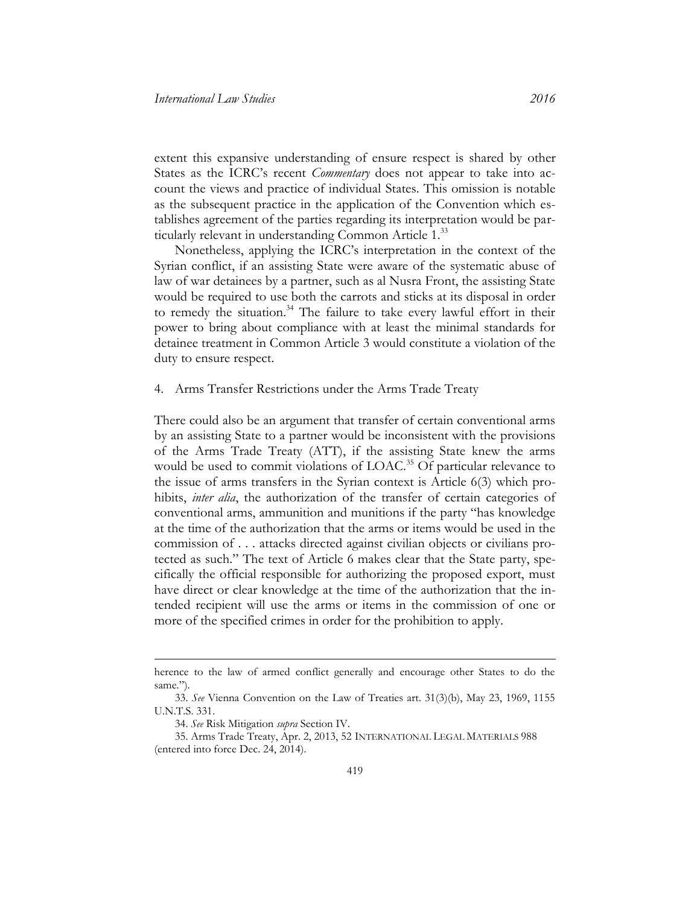extent this expansive understanding of ensure respect is shared by other States as the ICRC's recent *Commentary* does not appear to take into account the views and practice of individual States. This omission is notable as the subsequent practice in the application of the Convention which establishes agreement of the parties regarding its interpretation would be particularly relevant in understanding Common Article 1.[33]

Nonetheless, applying the ICRC's interpretation in the context of the Syrian conflict, if an assisting State were aware of the systematic abuse of law of war detainees by a partner, such as al Nusra Front, the assisting State would be required to use both the carrots and sticks at its disposal in order to remedy the situation.[34] The failure to take every lawful effort in their power to bring about compliance with at least the minimal standards for detainee treatment in Common Article 3 would constitute a violation of the duty to ensure respect.

4. Arms Transfer Restrictions under the Arms Trade Treaty

There could also be an argument that transfer of certain conventional arms by an assisting State to a partner would be inconsistent with the provisions of the Arms Trade Treaty (ATT), if the assisting State knew the arms would be used to commit violations of LOAC.[35] Of particular relevance to the issue of arms transfers in the Syrian context is Article 6(3) which prohibits, *inter alia*, the authorization of the transfer of certain categories of conventional arms, ammunition and munitions if the party "has knowledge at the time of the authorization that the arms or items would be used in the commission of . . . attacks directed against civilian objects or civilians protected as such." The text of Article 6 makes clear that the State party, specifically the official responsible for authorizing the proposed export, must have direct or clear knowledge at the time of the authorization that the intended recipient will use the arms or items in the commission of one or more of the specified crimes in order for the prohibition to apply.

---

herence to the law of armed conflict generally and encourage other States to do the same.").

33. *See* Vienna Convention on the Law of Treaties art. 31(3)(b), May 23, 1969, 1155 U.N.T.S. 331.

34. *See* Risk Mitigation *supra* Section IV.

35. Arms Trade Treaty, Apr. 2, 2013, 52 INTERNATIONAL LEGAL MATERIALS 988 (entered into force Dec. 24, 2014).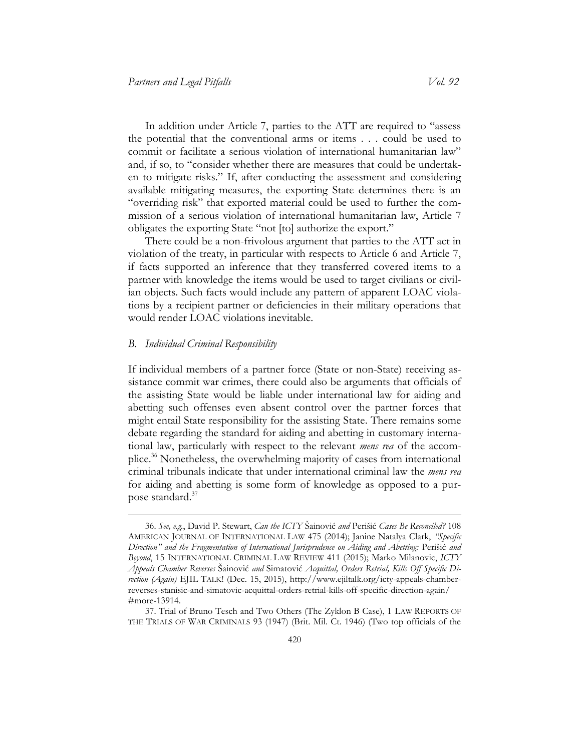In addition under Article 7, parties to the ATT are required to "assess the potential that the conventional arms or items . . . could be used to commit or facilitate a serious violation of international humanitarian law" and, if so, to "consider whether there are measures that could be undertaken to mitigate risks." If, after conducting the assessment and considering available mitigating measures, the exporting State determines there is an "overriding risk" that exported material could be used to further the commission of a serious violation of international humanitarian law, Article 7 obligates the exporting State "not [to] authorize the export."

There could be a non-frivolous argument that parties to the ATT act in violation of the treaty, in particular with respects to Article 6 and Article 7, if facts supported an inference that they transferred covered items to a partner with knowledge the items would be used to target civilians or civilian objects. Such facts would include any pattern of apparent LOAC violations by a recipient partner or deficiencies in their military operations that would render LOAC violations inevitable.

### *B. Individual Criminal Responsibility*

If individual members of a partner force (State or non-State) receiving assistance commit war crimes, there could also be arguments that officials of the assisting State would be liable under international law for aiding and abetting such offenses even absent control over the partner forces that might entail State responsibility for the assisting State. There remains some debate regarding the standard for aiding and abetting in customary international law, particularly with respect to the relevant *mens rea* of the accomplice.[36] Nonetheless, the overwhelming majority of cases from international criminal tribunals indicate that under international criminal law the *mens rea* for aiding and abetting is some form of knowledge as opposed to a purpose standard.[37]

---

36. *See, e.g.*, David P. Stewart, *Can the ICTY* Šainović *and* Perišić *Cases Be Reconciled?* 108 AMERICAN JOURNAL OF INTERNATIONAL LAW 475 (2014); Janine Natalya Clark, *"Specific Direction" and the Fragmentation of International Jurisprudence on Aiding and Abetting:* Perišić *and Beyond*, 15 INTERNATIONAL CRIMINAL LAW REVIEW 411 (2015); Marko Milanovic, *ICTY Appeals Chamber Reverses* Šainović *and* Simatović *Acquittal, Orders Retrial, Kills Off Specific Direction (Again)* EJIL TALK! (Dec. 15, 2015), http://www.ejiltalk.org/icty-appeals-chamber-reverses-stanisic-and-simatovic-acquittal-orders-retrial-kills-off-specific-direction-again/#more-13914.

37. Trial of Bruno Tesch and Two Others (The Zyklon B Case), 1 LAW REPORTS OF THE TRIALS OF WAR CRIMINALS 93 (1947) (Brit. Mil. Ct. 1946) (Two top officials of the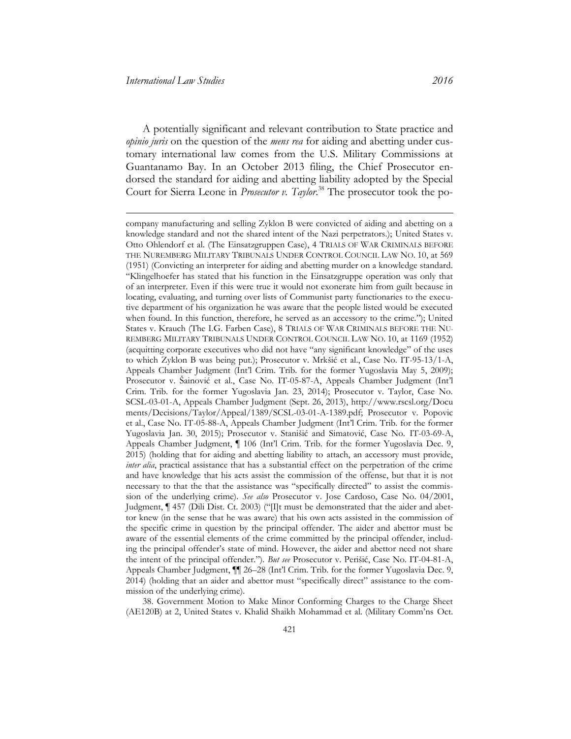A potentially significant and relevant contribution to State practice and *opinio juris* on the question of the *mens rea* for aiding and abetting under customary international law comes from the U.S. Military Commissions at Guantanamo Bay. In an October 2013 filing, the Chief Prosecutor endorsed the standard for aiding and abetting liability adopted by the Special Court for Sierra Leone in *Prosecutor v. Taylor*.[38] The prosecutor took the po-

---

company manufacturing and selling Zyklon B were convicted of aiding and abetting on a knowledge standard and not the shared intent of the Nazi perpetrators.); United States v. Otto Ohlendorf et al. (The Einsatzgruppen Case), 4 TRIALS OF WAR CRIMINALS BEFORE THE NUREMBERG MILITARY TRIBUNALS UNDER CONTROL COUNCIL LAW NO. 10, at 569 (1951) (Convicting an interpreter for aiding and abetting murder on a knowledge standard. "Klingelhoefer has stated that his function in the Einsatzgruppe operation was only that of an interpreter. Even if this were true it would not exonerate him from guilt because in locating, evaluating, and turning over lists of Communist party functionaries to the executive department of his organization he was aware that the people listed would be executed when found. In this function, therefore, he served as an accessory to the crime."); United States v. Krauch (The I.G. Farben Case), 8 TRIALS OF WAR CRIMINALS BEFORE THE NUREMBERG MILITARY TRIBUNALS UNDER CONTROL COUNCIL LAW NO. 10, at 1169 (1952) (acquitting corporate executives who did not have "any significant knowledge" of the uses to which Zyklon B was being put.); Prosecutor v. Mrkšić et al., Case No. IT-95-13/1-A, Appeals Chamber Judgment (Int'l Crim. Trib. for the former Yugoslavia May 5, 2009); Prosecutor v. Šainović et al., Case No. IT-05-87-A, Appeals Chamber Judgment (Int'l Crim. Trib. for the former Yugoslavia Jan. 23, 2014); Prosecutor v. Taylor, Case No. SCSL-03-01-A, Appeals Chamber Judgment (Sept. 26, 2013), http://www.rscsl.org/Documents/Decisions/Taylor/Appeal/1389/SCSL-03-01-A-1389.pdf; Prosecutor v. Popovic et al., Case No. IT-05-88-A, Appeals Chamber Judgment (Int'l Crim. Trib. for the former Yugoslavia Jan. 30, 2015); Prosecutor v. Stanišić and Simatović, Case No. IT-03-69-A, Appeals Chamber Judgment, ¶ 106 (Int'l Crim. Trib. for the former Yugoslavia Dec. 9, 2015) (holding that for aiding and abetting liability to attach, an accessory must provide, *inter alia*, practical assistance that has a substantial effect on the perpetration of the crime and have knowledge that his acts assist the commission of the offense, but that it is not necessary to that the that the assistance was "specifically directed" to assist the commission of the underlying crime). *See also* Prosecutor v. Jose Cardoso, Case No. 04/2001, Judgment, ¶ 457 (Dili Dist. Ct. 2003) ("[I]t must be demonstrated that the aider and abettor knew (in the sense that he was aware) that his own acts assisted in the commission of the specific crime in question by the principal offender. The aider and abettor must be aware of the essential elements of the crime committed by the principal offender, including the principal offender's state of mind. However, the aider and abettor need not share the intent of the principal offender."). *But see* Prosecutor v. Perišić, Case No. IT-04-81-A, Appeals Chamber Judgment, ¶¶ 26–28 (Int'l Crim. Trib. for the former Yugoslavia Dec. 9, 2014) (holding that an aider and abettor must "specifically direct" assistance to the commission of the underlying crime).

38. Government Motion to Make Minor Conforming Charges to the Charge Sheet (AE120B) at 2, United States v. Khalid Shaikh Mohammad et al. (Military Comm'ns Oct.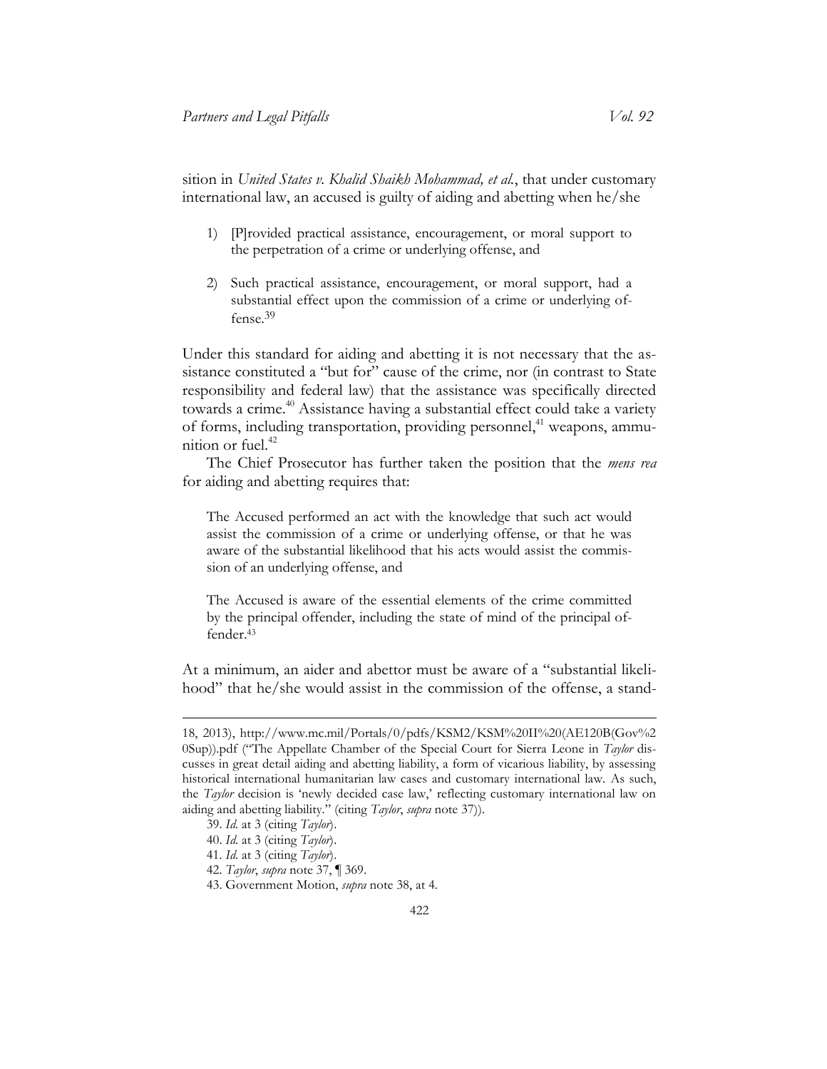sition in *United States v. Khalid Shaikh Mohammad, et al.*, that under customary international law, an accused is guilty of aiding and abetting when he/she

1) [P]rovided practical assistance, encouragement, or moral support to the perpetration of a crime or underlying offense, and

2) Such practical assistance, encouragement, or moral support, had a substantial effect upon the commission of a crime or underlying offense.[39]

Under this standard for aiding and abetting it is not necessary that the assistance constituted a "but for" cause of the crime, nor (in contrast to State responsibility and federal law) that the assistance was specifically directed towards a crime.[40] Assistance having a substantial effect could take a variety of forms, including transportation, providing personnel,[41] weapons, ammunition or fuel.[42]

The Chief Prosecutor has further taken the position that the *mens rea* for aiding and abetting requires that:

> The Accused performed an act with the knowledge that such act would assist the commission of a crime or underlying offense, or that he was aware of the substantial likelihood that his acts would assist the commission of an underlying offense, and
>
> The Accused is aware of the essential elements of the crime committed by the principal offender, including the state of mind of the principal offender.[43]

At a minimum, an aider and abettor must be aware of a "substantial likelihood" that he/she would assist in the commission of the offense, a stand-

---

18, 2013), http://www.mc.mil/Portals/0/pdfs/KSM2/KSM%20II%20(AE120B(Gov%20Sup)).pdf ("The Appellate Chamber of the Special Court for Sierra Leone in *Taylor* discusses in great detail aiding and abetting liability, a form of vicarious liability, by assessing historical international humanitarian law cases and customary international law. As such, the *Taylor* decision is 'newly decided case law,' reflecting customary international law on aiding and abetting liability." (citing *Taylor*, *supra* note 37)).

39. *Id.* at 3 (citing *Taylor*).

40. *Id.* at 3 (citing *Taylor*).

41. *Id.* at 3 (citing *Taylor*).

42. *Taylor*, *supra* note 37, ¶ 369.

43. Government Motion, *supra* note 38, at 4.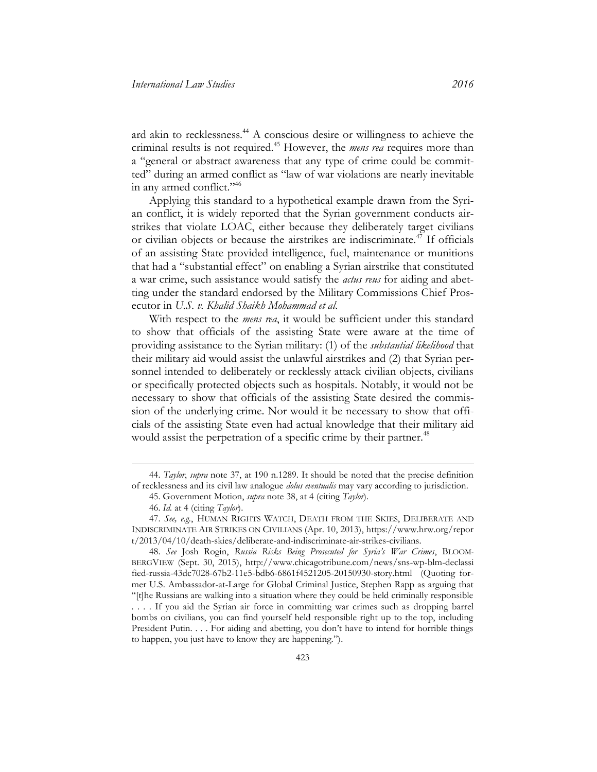ard akin to recklessness.[44] A conscious desire or willingness to achieve the criminal results is not required.[45] However, the *mens rea* requires more than a "general or abstract awareness that any type of crime could be committed" during an armed conflict as "law of war violations are nearly inevitable in any armed conflict."[46]

Applying this standard to a hypothetical example drawn from the Syrian conflict, it is widely reported that the Syrian government conducts airstrikes that violate LOAC, either because they deliberately target civilians or civilian objects or because the airstrikes are indiscriminate.[47] If officials of an assisting State provided intelligence, fuel, maintenance or munitions that had a "substantial effect" on enabling a Syrian airstrike that constituted a war crime, such assistance would satisfy the *actus reus* for aiding and abetting under the standard endorsed by the Military Commissions Chief Prosecutor in *U.S. v. Khalid Shaikh Mohammad et al.*

With respect to the *mens rea*, it would be sufficient under this standard to show that officials of the assisting State were aware at the time of providing assistance to the Syrian military: (1) of the *substantial likelihood* that their military aid would assist the unlawful airstrikes and (2) that Syrian personnel intended to deliberately or recklessly attack civilian objects, civilians or specifically protected objects such as hospitals. Notably, it would not be necessary to show that officials of the assisting State desired the commission of the underlying crime. Nor would it be necessary to show that officials of the assisting State even had actual knowledge that their military aid would assist the perpetration of a specific crime by their partner.[48]

---

44. *Taylor*, *supra* note 37, at 190 n.1289. It should be noted that the precise definition of recklessness and its civil law analogue *dolus eventualis* may vary according to jurisdiction.

45. Government Motion, *supra* note 38, at 4 (citing *Taylor*).

46. *Id.* at 4 (citing *Taylor*).

47. *See, e.g.*, HUMAN RIGHTS WATCH, DEATH FROM THE SKIES, DELIBERATE AND INDISCRIMINATE AIR STRIKES ON CIVILIANS (Apr. 10, 2013), https://www.hrw.org/report/2013/04/10/death-skies/deliberate-and-indiscriminate-air-strikes-civilians.

48. *See* Josh Rogin, *Russia Risks Being Prosecuted for Syria's War Crimes*, BLOOMBERGVIEW (Sept. 30, 2015), http://www.chicagotribune.com/news/sns-wp-blm-declassified-russia-43dc7028-67b2-11e5-bdb6-6861f4521205-20150930-story.html (Quoting former U.S. Ambassador-at-Large for Global Criminal Justice, Stephen Rapp as arguing that "[t]he Russians are walking into a situation where they could be held criminally responsible . . . . If you aid the Syrian air force in committing war crimes such as dropping barrel bombs on civilians, you can find yourself held responsible right up to the top, including President Putin. . . . For aiding and abetting, you don't have to intend for horrible things to happen, you just have to know they are happening.").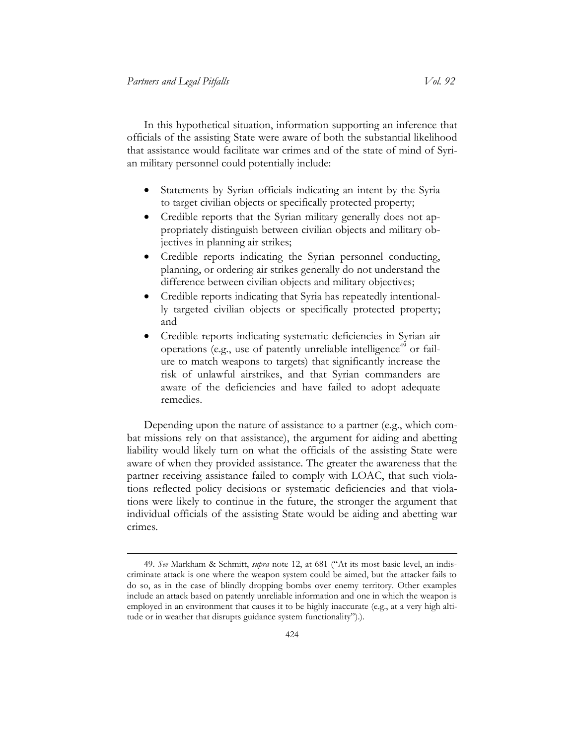In this hypothetical situation, information supporting an inference that officials of the assisting State were aware of both the substantial likelihood that assistance would facilitate war crimes and of the state of mind of Syrian military personnel could potentially include:

- Statements by Syrian officials indicating an intent by the Syria to target civilian objects or specifically protected property;
- Credible reports that the Syrian military generally does not appropriately distinguish between civilian objects and military objectives in planning air strikes;
- Credible reports indicating the Syrian personnel conducting, planning, or ordering air strikes generally do not understand the difference between civilian objects and military objectives;
- Credible reports indicating that Syria has repeatedly intentionally targeted civilian objects or specifically protected property; and
- Credible reports indicating systematic deficiencies in Syrian air operations (e.g., use of patently unreliable intelligence[49] or failure to match weapons to targets) that significantly increase the risk of unlawful airstrikes, and that Syrian commanders are aware of the deficiencies and have failed to adopt adequate remedies.

Depending upon the nature of assistance to a partner (e.g., which combat missions rely on that assistance), the argument for aiding and abetting liability would likely turn on what the officials of the assisting State were aware of when they provided assistance. The greater the awareness that the partner receiving assistance failed to comply with LOAC, that such violations reflected policy decisions or systematic deficiencies and that violations were likely to continue in the future, the stronger the argument that individual officials of the assisting State would be aiding and abetting war crimes.

---

49. *See* Markham & Schmitt, *supra* note 12, at 681 ("At its most basic level, an indiscriminate attack is one where the weapon system could be aimed, but the attacker fails to do so, as in the case of blindly dropping bombs over enemy territory. Other examples include an attack based on patently unreliable information and one in which the weapon is employed in an environment that causes it to be highly inaccurate (e.g., at a very high altitude or in weather that disrupts guidance system functionality").).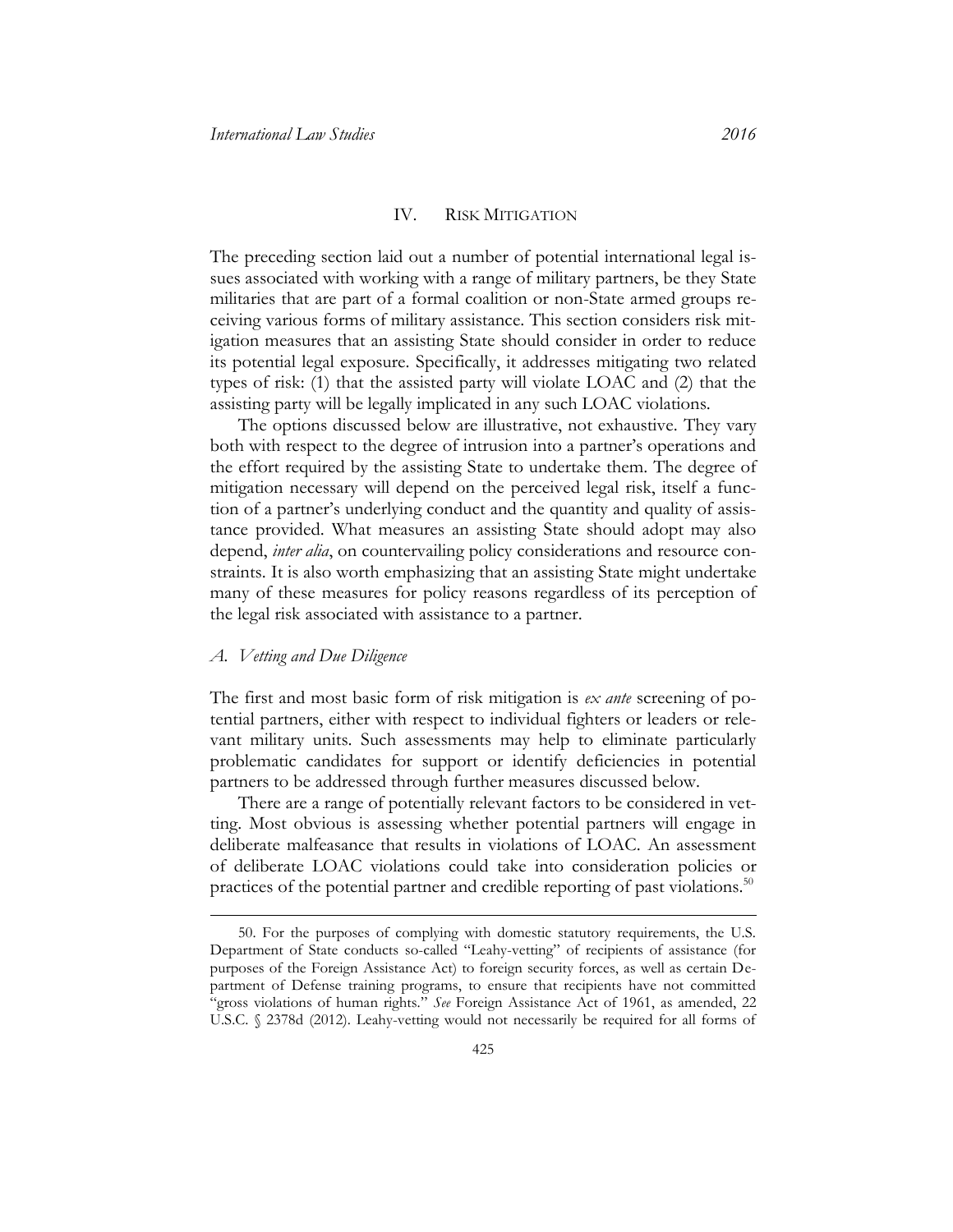## IV. RISK MITIGATION

The preceding section laid out a number of potential international legal issues associated with working with a range of military partners, be they State militaries that are part of a formal coalition or non-State armed groups receiving various forms of military assistance. This section considers risk mitigation measures that an assisting State should consider in order to reduce its potential legal exposure. Specifically, it addresses mitigating two related types of risk: (1) that the assisted party will violate LOAC and (2) that the assisting party will be legally implicated in any such LOAC violations.

The options discussed below are illustrative, not exhaustive. They vary both with respect to the degree of intrusion into a partner's operations and the effort required by the assisting State to undertake them. The degree of mitigation necessary will depend on the perceived legal risk, itself a function of a partner's underlying conduct and the quantity and quality of assistance provided. What measures an assisting State should adopt may also depend, *inter alia*, on countervailing policy considerations and resource constraints. It is also worth emphasizing that an assisting State might undertake many of these measures for policy reasons regardless of its perception of the legal risk associated with assistance to a partner.

### *A. Vetting and Due Diligence*

The first and most basic form of risk mitigation is *ex ante* screening of potential partners, either with respect to individual fighters or leaders or relevant military units. Such assessments may help to eliminate particularly problematic candidates for support or identify deficiencies in potential partners to be addressed through further measures discussed below.

There are a range of potentially relevant factors to be considered in vetting. Most obvious is assessing whether potential partners will engage in deliberate malfeasance that results in violations of LOAC. An assessment of deliberate LOAC violations could take into consideration policies or practices of the potential partner and credible reporting of past violations.[50]

---

50. For the purposes of complying with domestic statutory requirements, the U.S. Department of State conducts so-called "Leahy-vetting" of recipients of assistance (for purposes of the Foreign Assistance Act) to foreign security forces, as well as certain Department of Defense training programs, to ensure that recipients have not committed "gross violations of human rights." *See* Foreign Assistance Act of 1961, as amended, 22 U.S.C. § 2378d (2012). Leahy-vetting would not necessarily be required for all forms of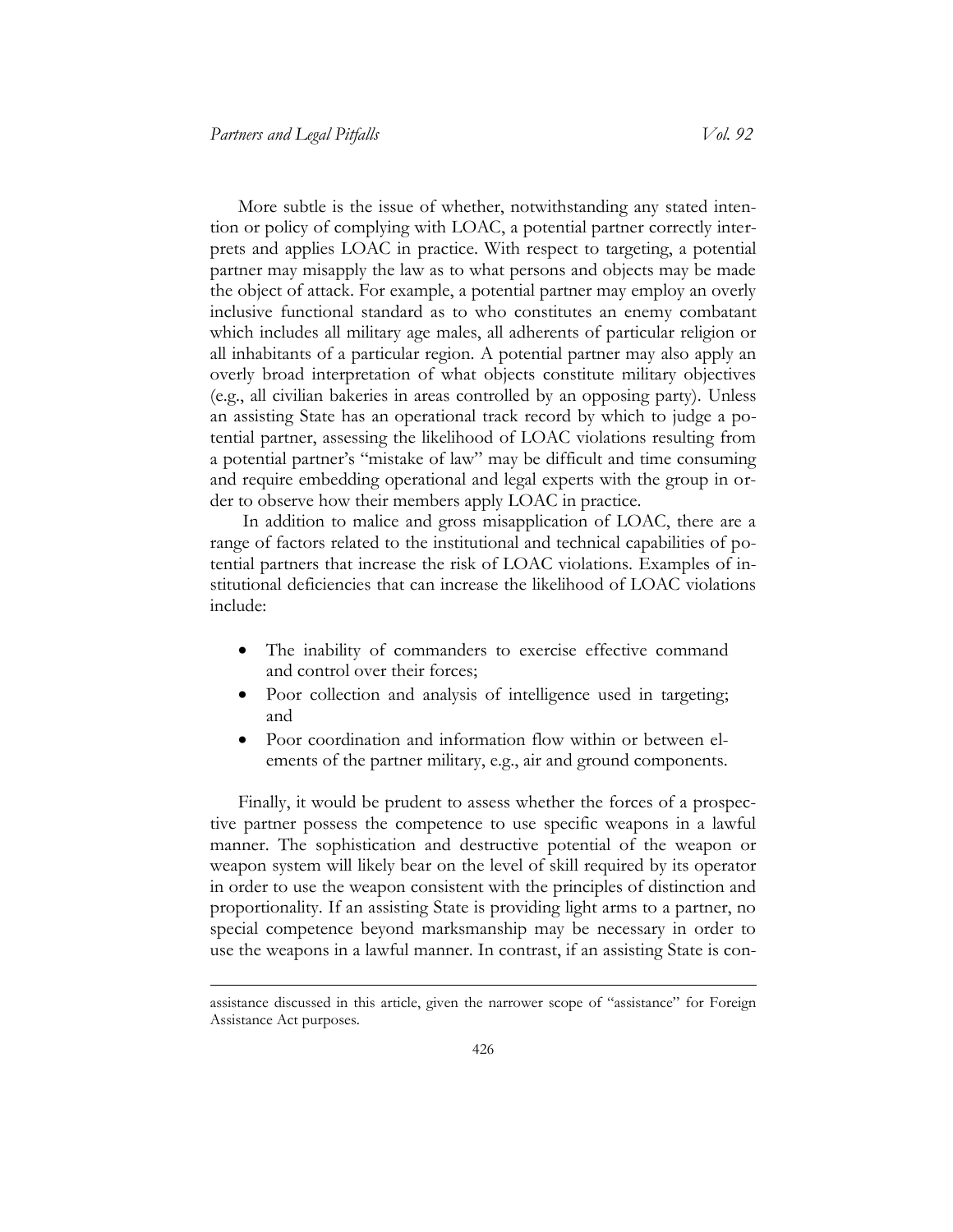More subtle is the issue of whether, notwithstanding any stated intention or policy of complying with LOAC, a potential partner correctly interprets and applies LOAC in practice. With respect to targeting, a potential partner may misapply the law as to what persons and objects may be made the object of attack. For example, a potential partner may employ an overly inclusive functional standard as to who constitutes an enemy combatant which includes all military age males, all adherents of particular religion or all inhabitants of a particular region. A potential partner may also apply an overly broad interpretation of what objects constitute military objectives (e.g., all civilian bakeries in areas controlled by an opposing party). Unless an assisting State has an operational track record by which to judge a potential partner, assessing the likelihood of LOAC violations resulting from a potential partner's "mistake of law" may be difficult and time consuming and require embedding operational and legal experts with the group in order to observe how their members apply LOAC in practice.

In addition to malice and gross misapplication of LOAC, there are a range of factors related to the institutional and technical capabilities of potential partners that increase the risk of LOAC violations. Examples of institutional deficiencies that can increase the likelihood of LOAC violations include:

- The inability of commanders to exercise effective command and control over their forces;
- Poor collection and analysis of intelligence used in targeting; and
- Poor coordination and information flow within or between elements of the partner military, e.g., air and ground components.

Finally, it would be prudent to assess whether the forces of a prospective partner possess the competence to use specific weapons in a lawful manner. The sophistication and destructive potential of the weapon or weapon system will likely bear on the level of skill required by its operator in order to use the weapon consistent with the principles of distinction and proportionality. If an assisting State is providing light arms to a partner, no special competence beyond marksmanship may be necessary in order to use the weapons in a lawful manner. In contrast, if an assisting State is con-

assistance discussed in this article, given the narrower scope of "assistance" for Foreign Assistance Act purposes.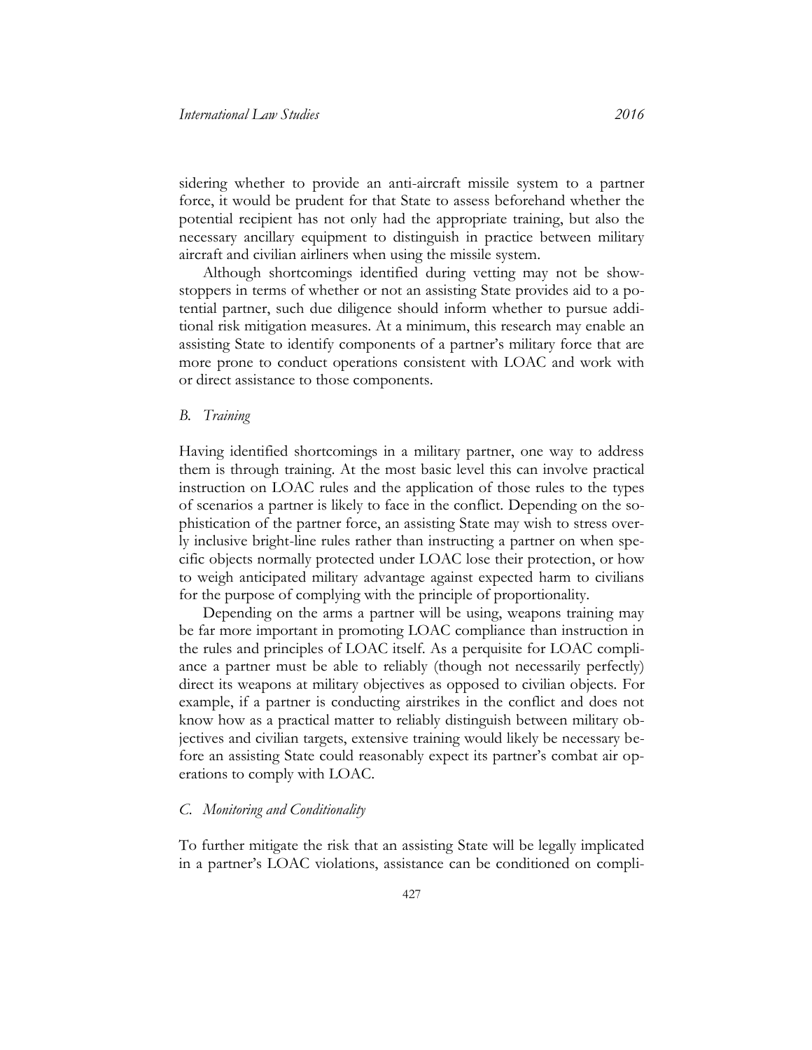sidering whether to provide an anti-aircraft missile system to a partner force, it would be prudent for that State to assess beforehand whether the potential recipient has not only had the appropriate training, but also the necessary ancillary equipment to distinguish in practice between military aircraft and civilian airliners when using the missile system.

Although shortcomings identified during vetting may not be show-stoppers in terms of whether or not an assisting State provides aid to a potential partner, such due diligence should inform whether to pursue additional risk mitigation measures. At a minimum, this research may enable an assisting State to identify components of a partner's military force that are more prone to conduct operations consistent with LOAC and work with or direct assistance to those components.

### *B. Training*

Having identified shortcomings in a military partner, one way to address them is through training. At the most basic level this can involve practical instruction on LOAC rules and the application of those rules to the types of scenarios a partner is likely to face in the conflict. Depending on the sophistication of the partner force, an assisting State may wish to stress overly inclusive bright-line rules rather than instructing a partner on when specific objects normally protected under LOAC lose their protection, or how to weigh anticipated military advantage against expected harm to civilians for the purpose of complying with the principle of proportionality.

Depending on the arms a partner will be using, weapons training may be far more important in promoting LOAC compliance than instruction in the rules and principles of LOAC itself. As a perquisite for LOAC compliance a partner must be able to reliably (though not necessarily perfectly) direct its weapons at military objectives as opposed to civilian objects. For example, if a partner is conducting airstrikes in the conflict and does not know how as a practical matter to reliably distinguish between military objectives and civilian targets, extensive training would likely be necessary before an assisting State could reasonably expect its partner's combat air operations to comply with LOAC.

### *C. Monitoring and Conditionality*

To further mitigate the risk that an assisting State will be legally implicated in a partner's LOAC violations, assistance can be conditioned on compli-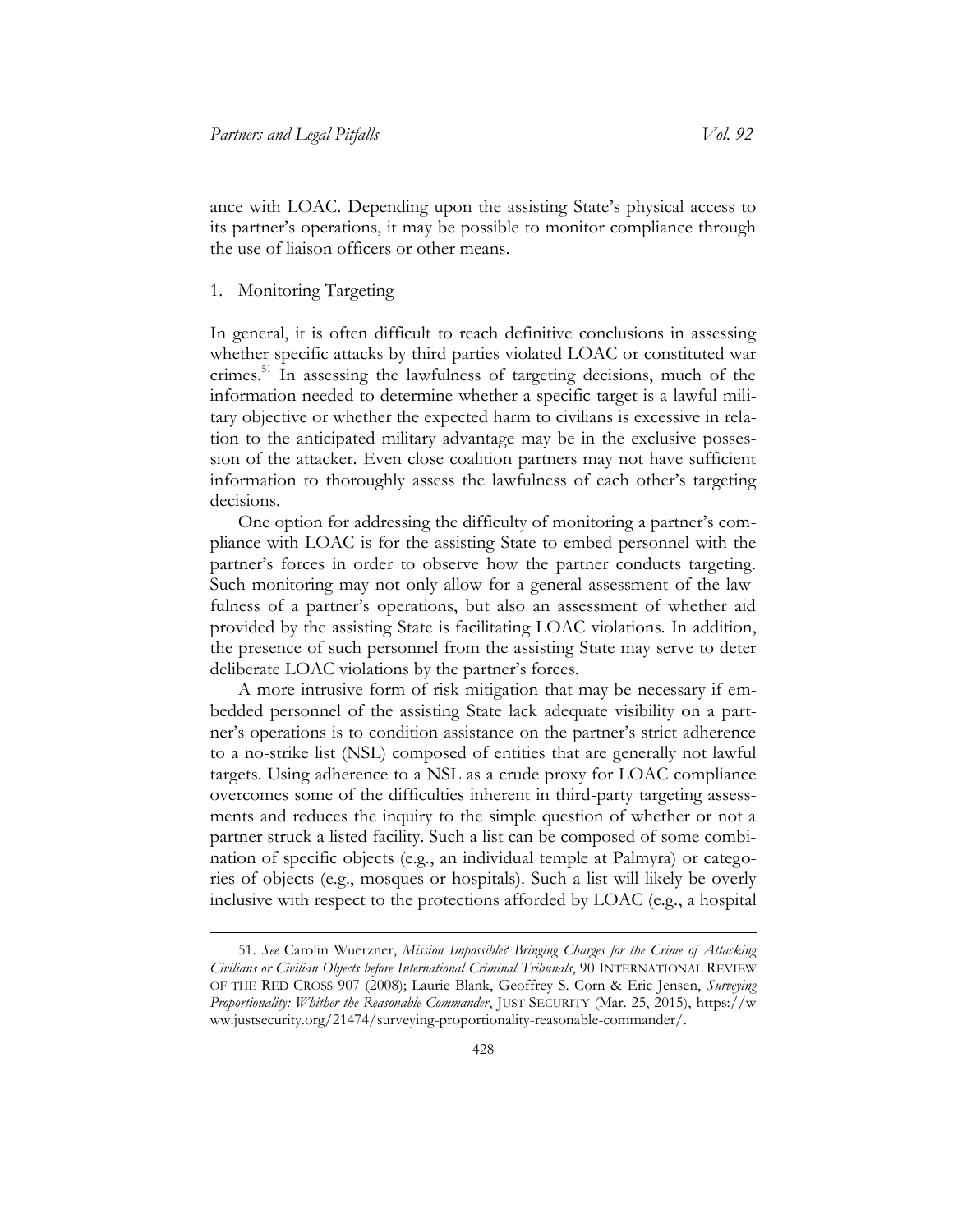ance with LOAC. Depending upon the assisting State's physical access to its partner's operations, it may be possible to monitor compliance through the use of liaison officers or other means.

### 1. Monitoring Targeting

In general, it is often difficult to reach definitive conclusions in assessing whether specific attacks by third parties violated LOAC or constituted war crimes.[51] In assessing the lawfulness of targeting decisions, much of the information needed to determine whether a specific target is a lawful military objective or whether the expected harm to civilians is excessive in relation to the anticipated military advantage may be in the exclusive possession of the attacker. Even close coalition partners may not have sufficient information to thoroughly assess the lawfulness of each other's targeting decisions.

One option for addressing the difficulty of monitoring a partner's compliance with LOAC is for the assisting State to embed personnel with the partner's forces in order to observe how the partner conducts targeting. Such monitoring may not only allow for a general assessment of the lawfulness of a partner's operations, but also an assessment of whether aid provided by the assisting State is facilitating LOAC violations. In addition, the presence of such personnel from the assisting State may serve to deter deliberate LOAC violations by the partner's forces.

A more intrusive form of risk mitigation that may be necessary if embedded personnel of the assisting State lack adequate visibility on a partner's operations is to condition assistance on the partner's strict adherence to a no-strike list (NSL) composed of entities that are generally not lawful targets. Using adherence to a NSL as a crude proxy for LOAC compliance overcomes some of the difficulties inherent in third-party targeting assessments and reduces the inquiry to the simple question of whether or not a partner struck a listed facility. Such a list can be composed of some combination of specific objects (e.g., an individual temple at Palmyra) or categories of objects (e.g., mosques or hospitals). Such a list will likely be overly inclusive with respect to the protections afforded by LOAC (e.g., a hospital

---

51. *See* Carolin Wuerzner, *Mission Impossible? Bringing Charges for the Crime of Attacking Civilians or Civilian Objects before International Criminal Tribunals*, 90 INTERNATIONAL REVIEW OF THE RED CROSS 907 (2008); Laurie Blank, Geoffrey S. Corn & Eric Jensen, *Surveying Proportionality: Whither the Reasonable Commander*, JUST SECURITY (Mar. 25, 2015), https://www.justsecurity.org/21474/surveying-proportionality-reasonable-commander/.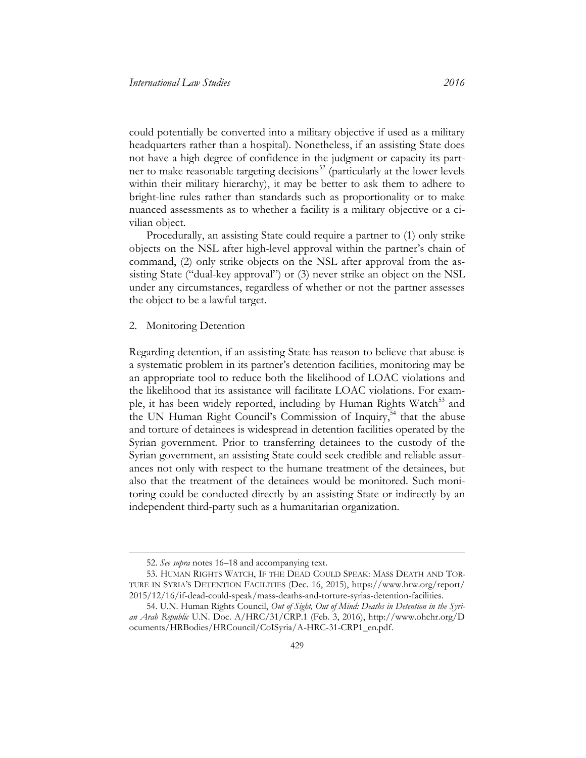could potentially be converted into a military objective if used as a military headquarters rather than a hospital). Nonetheless, if an assisting State does not have a high degree of confidence in the judgment or capacity its partner to make reasonable targeting decisions[52] (particularly at the lower levels within their military hierarchy), it may be better to ask them to adhere to bright-line rules rather than standards such as proportionality or to make nuanced assessments as to whether a facility is a military objective or a civilian object.

Procedurally, an assisting State could require a partner to (1) only strike objects on the NSL after high-level approval within the partner's chain of command, (2) only strike objects on the NSL after approval from the assisting State ("dual-key approval") or (3) never strike an object on the NSL under any circumstances, regardless of whether or not the partner assesses the object to be a lawful target.

2. Monitoring Detention

Regarding detention, if an assisting State has reason to believe that abuse is a systematic problem in its partner's detention facilities, monitoring may be an appropriate tool to reduce both the likelihood of LOAC violations and the likelihood that its assistance will facilitate LOAC violations. For example, it has been widely reported, including by Human Rights Watch[53] and the UN Human Right Council's Commission of Inquiry,[54] that the abuse and torture of detainees is widespread in detention facilities operated by the Syrian government. Prior to transferring detainees to the custody of the Syrian government, an assisting State could seek credible and reliable assurances not only with respect to the humane treatment of the detainees, but also that the treatment of the detainees would be monitored. Such monitoring could be conducted directly by an assisting State or indirectly by an independent third-party such as a humanitarian organization.

---

52. *See supra* notes 16–18 and accompanying text.

53. HUMAN RIGHTS WATCH, IF THE DEAD COULD SPEAK: MASS DEATH AND TORTURE IN SYRIA'S DETENTION FACILITIES (Dec. 16, 2015), https://www.hrw.org/report/2015/12/16/if-dead-could-speak/mass-deaths-and-torture-syrias-detention-facilities.

54. U.N. Human Rights Council, *Out of Sight, Out of Mind: Deaths in Detention in the Syrian Arab Republic* U.N. Doc. A/HRC/31/CRP.1 (Feb. 3, 2016), http://www.ohchr.org/Documents/HRBodies/HRCouncil/CoISyria/A-HRC-31-CRP1_en.pdf.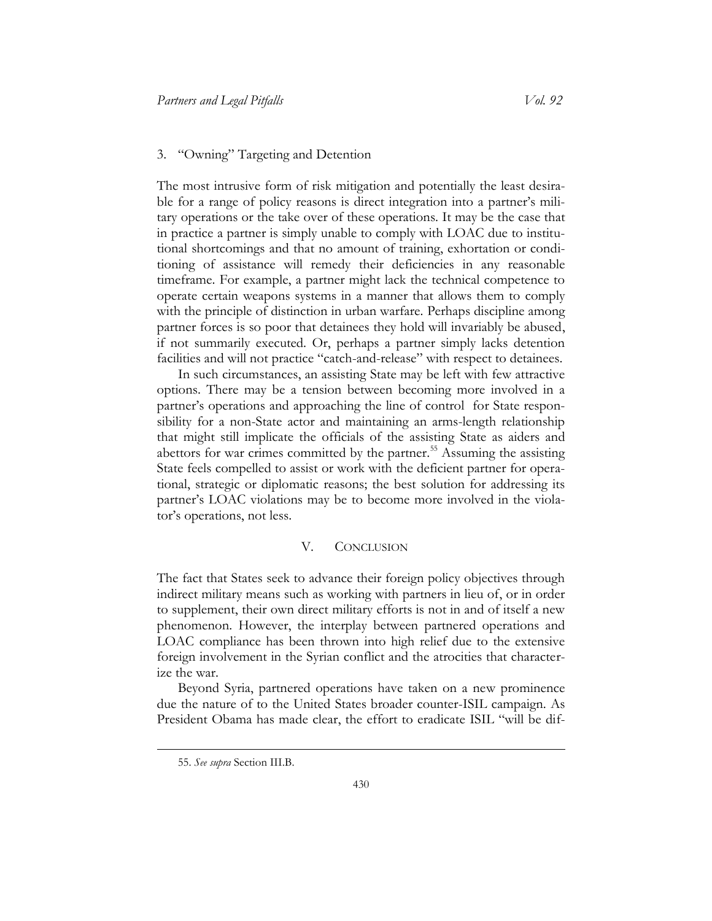### 3. "Owning" Targeting and Detention

The most intrusive form of risk mitigation and potentially the least desirable for a range of policy reasons is direct integration into a partner's military operations or the take over of these operations. It may be the case that in practice a partner is simply unable to comply with LOAC due to institutional shortcomings and that no amount of training, exhortation or conditioning of assistance will remedy their deficiencies in any reasonable timeframe. For example, a partner might lack the technical competence to operate certain weapons systems in a manner that allows them to comply with the principle of distinction in urban warfare. Perhaps discipline among partner forces is so poor that detainees they hold will invariably be abused, if not summarily executed. Or, perhaps a partner simply lacks detention facilities and will not practice "catch-and-release" with respect to detainees.

In such circumstances, an assisting State may be left with few attractive options. There may be a tension between becoming more involved in a partner's operations and approaching the line of control for State responsibility for a non-State actor and maintaining an arms-length relationship that might still implicate the officials of the assisting State as aiders and abettors for war crimes committed by the partner.[55] Assuming the assisting State feels compelled to assist or work with the deficient partner for operational, strategic or diplomatic reasons; the best solution for addressing its partner's LOAC violations may be to become more involved in the violator's operations, not less.

## V. CONCLUSION

The fact that States seek to advance their foreign policy objectives through indirect military means such as working with partners in lieu of, or in order to supplement, their own direct military efforts is not in and of itself a new phenomenon. However, the interplay between partnered operations and LOAC compliance has been thrown into high relief due to the extensive foreign involvement in the Syrian conflict and the atrocities that characterize the war.

Beyond Syria, partnered operations have taken on a new prominence due the nature of to the United States broader counter-ISIL campaign. As President Obama has made clear, the effort to eradicate ISIL "will be dif-

55. *See supra* Section III.B.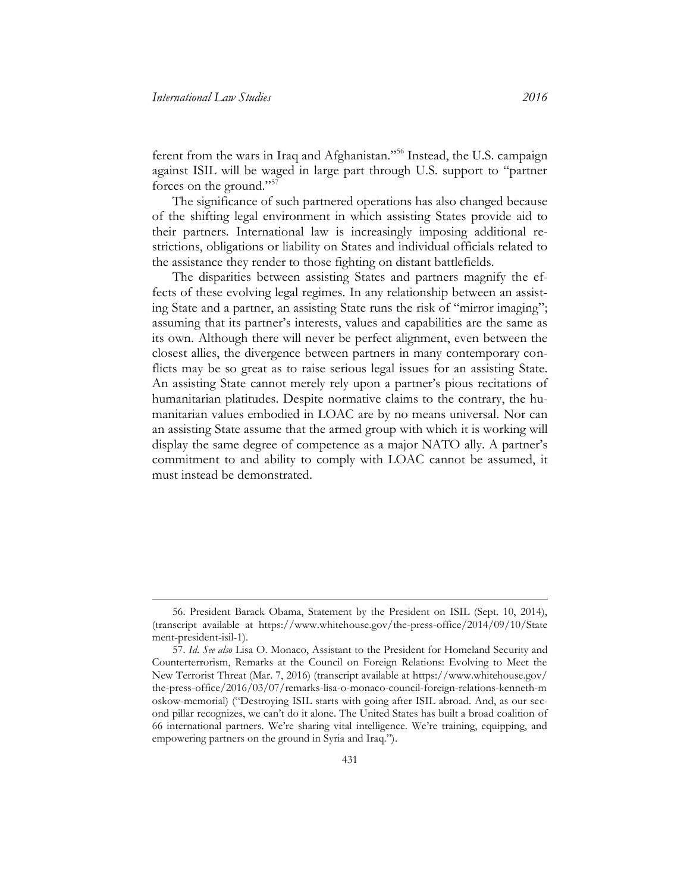ferent from the wars in Iraq and Afghanistan."[56] Instead, the U.S. campaign against ISIL will be waged in large part through U.S. support to "partner forces on the ground."[57]

The significance of such partnered operations has also changed because of the shifting legal environment in which assisting States provide aid to their partners. International law is increasingly imposing additional restrictions, obligations or liability on States and individual officials related to the assistance they render to those fighting on distant battlefields.

The disparities between assisting States and partners magnify the effects of these evolving legal regimes. In any relationship between an assisting State and a partner, an assisting State runs the risk of "mirror imaging"; assuming that its partner's interests, values and capabilities are the same as its own. Although there will never be perfect alignment, even between the closest allies, the divergence between partners in many contemporary conflicts may be so great as to raise serious legal issues for an assisting State. An assisting State cannot merely rely upon a partner's pious recitations of humanitarian platitudes. Despite normative claims to the contrary, the humanitarian values embodied in LOAC are by no means universal. Nor can an assisting State assume that the armed group with which it is working will display the same degree of competence as a major NATO ally. A partner's commitment to and ability to comply with LOAC cannot be assumed, it must instead be demonstrated.

---

56. President Barack Obama, Statement by the President on ISIL (Sept. 10, 2014), (transcript available at https://www.whitehouse.gov/the-press-office/2014/09/10/statement-president-isil-1).

57. *Id. See also* Lisa O. Monaco, Assistant to the President for Homeland Security and Counterterrorism, Remarks at the Council on Foreign Relations: Evolving to Meet the New Terrorist Threat (Mar. 7, 2016) (transcript available at https://www.whitehouse.gov/the-press-office/2016/03/07/remarks-lisa-o-monaco-council-foreign-relations-kenneth-moskow-memorial) ("Destroying ISIL starts with going after ISIL abroad. And, as our second pillar recognizes, we can't do it alone. The United States has built a broad coalition of 66 international partners. We're sharing vital intelligence. We're training, equipping, and empowering partners on the ground in Syria and Iraq.").